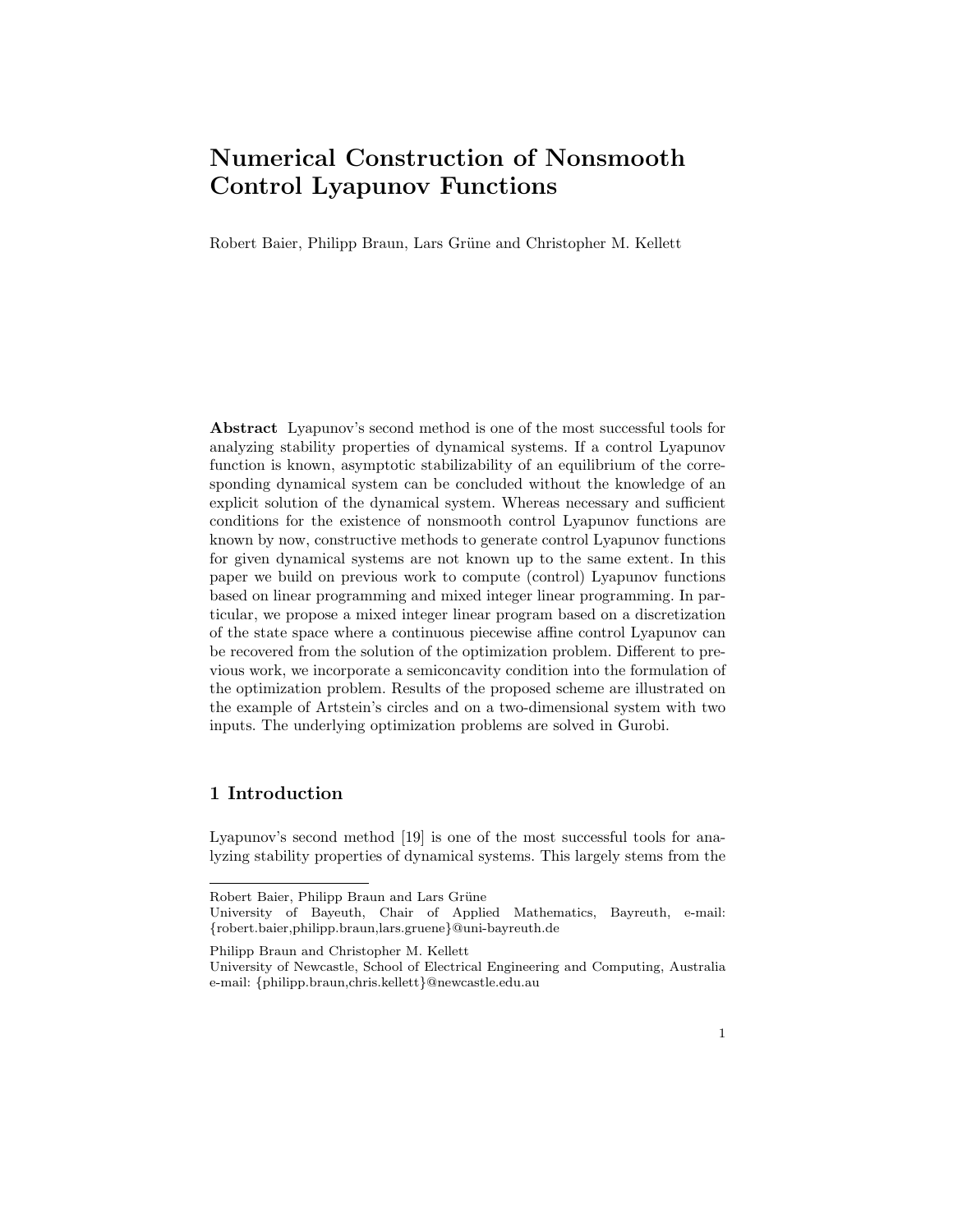# Numerical Construction of Nonsmooth Control Lyapunov Functions

Robert Baier, Philipp Braun, Lars Grüne and Christopher M. Kellett

**Abstract** Lyapunov's second method is one of the most successful tools for analyzing stability properties of dynamical systems. If a control Lyapunov function is known, asymptotic stabilizability of an equilibrium of the corresponding dynamical system can be concluded without the knowledge of an explicit solution of the dynamical system. Whereas necessary and sufficient conditions for the existence of nonsmooth control Lyapunov functions are known by now, constructive methods to generate control Lyapunov functions for given dynamical systems are not known up to the same extent. In this paper we build on previous work to compute (control) Lyapunov functions based on linear programming and mixed integer linear programming. In particular, we propose a mixed integer linear program based on a discretization of the state space where a continuous piecewise affine control Lyapunov can be recovered from the solution of the optimization problem. Different to previous work, we incorporate a semiconcavity condition into the formulation of the optimization problem. Results of the proposed scheme are illustrated on the example of Artstein's circles and on a two-dimensional system with two inputs. The underlying optimization problems are solved in Gurobi.

## 1 Introduction

Lyapunov's second method [19] is one of the most successful tools for analyzing stability properties of dynamical systems. This largely stems from the

---

Robert Baier, Philipp Braun and Lars Grüne
University of Bayeuth, Chair of Applied Mathematics, Bayreuth, e-mail: {robert.baier,philipp.braun,lars.gruene}@uni-bayreuth.de

Philipp Braun and Christopher M. Kellett
University of Newcastle, School of Electrical Engineering and Computing, Australia
e-mail: {philipp.braun,chris.kellett}@newcastle.edu.au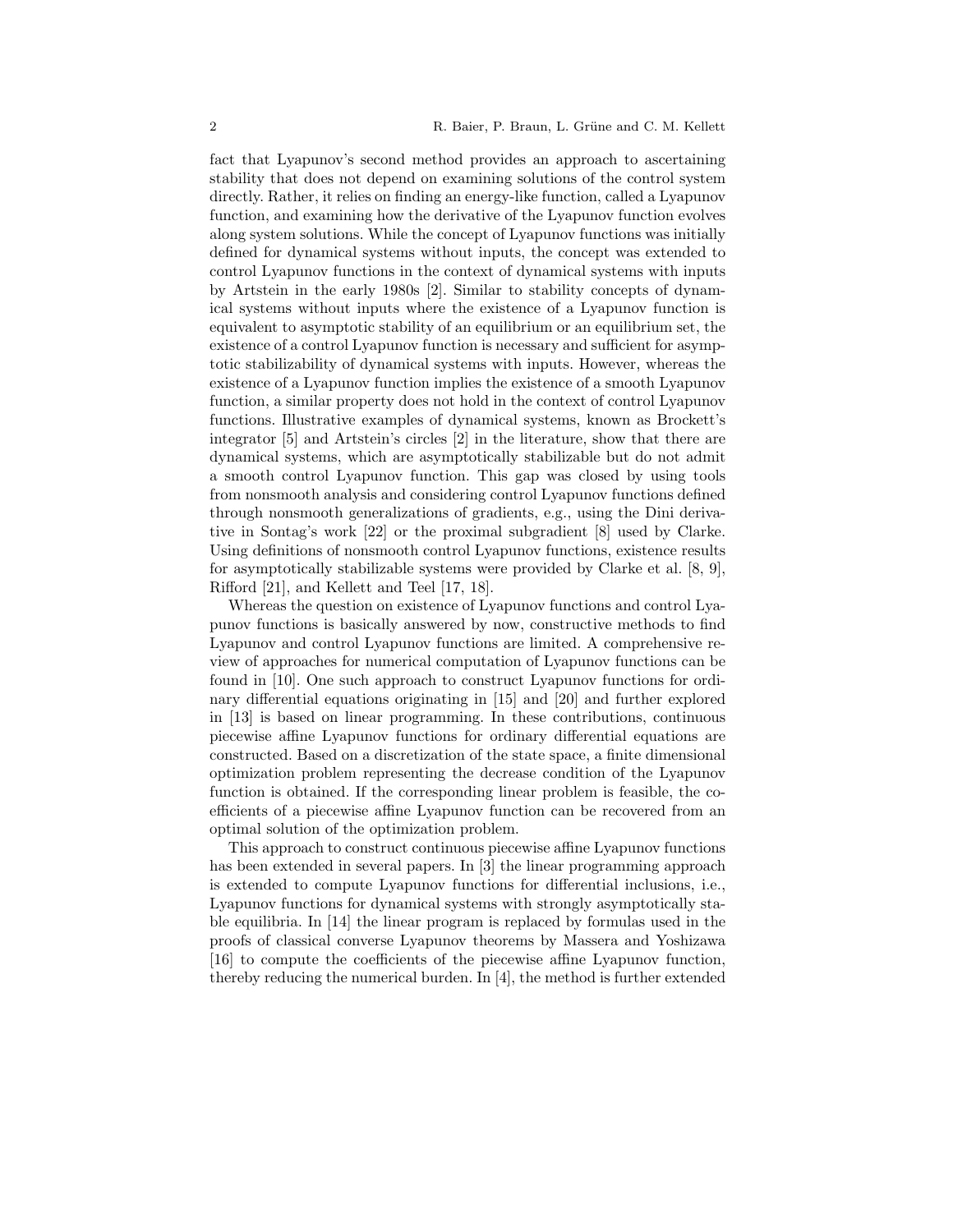fact that Lyapunov's second method provides an approach to ascertaining stability that does not depend on examining solutions of the control system directly. Rather, it relies on finding an energy-like function, called a Lyapunov function, and examining how the derivative of the Lyapunov function evolves along system solutions. While the concept of Lyapunov functions was initially defined for dynamical systems without inputs, the concept was extended to control Lyapunov functions in the context of dynamical systems with inputs by Artstein in the early 1980s [2]. Similar to stability concepts of dynamical systems without inputs where the existence of a Lyapunov function is equivalent to asymptotic stability of an equilibrium or an equilibrium set, the existence of a control Lyapunov function is necessary and sufficient for asymptotic stabilizability of dynamical systems with inputs. However, whereas the existence of a Lyapunov function implies the existence of a smooth Lyapunov function, a similar property does not hold in the context of control Lyapunov functions. Illustrative examples of dynamical systems, known as Brockett's integrator [5] and Artstein's circles [2] in the literature, show that there are dynamical systems, which are asymptotically stabilizable but do not admit a smooth control Lyapunov function. This gap was closed by using tools from nonsmooth analysis and considering control Lyapunov functions defined through nonsmooth generalizations of gradients, e.g., using the Dini derivative in Sontag's work [22] or the proximal subgradient [8] used by Clarke. Using definitions of nonsmooth control Lyapunov functions, existence results for asymptotically stabilizable systems were provided by Clarke et al. [8, 9], Rifford [21], and Kellett and Teel [17, 18].

Whereas the question on existence of Lyapunov functions and control Lyapunov functions is basically answered by now, constructive methods to find Lyapunov and control Lyapunov functions are limited. A comprehensive review of approaches for numerical computation of Lyapunov functions can be found in [10]. One such approach to construct Lyapunov functions for ordinary differential equations originating in [15] and [20] and further explored in [13] is based on linear programming. In these contributions, continuous piecewise affine Lyapunov functions for ordinary differential equations are constructed. Based on a discretization of the state space, a finite dimensional optimization problem representing the decrease condition of the Lyapunov function is obtained. If the corresponding linear problem is feasible, the coefficients of a piecewise affine Lyapunov function can be recovered from an optimal solution of the optimization problem.

This approach to construct continuous piecewise affine Lyapunov functions has been extended in several papers. In [3] the linear programming approach is extended to compute Lyapunov functions for differential inclusions, i.e., Lyapunov functions for dynamical systems with strongly asymptotically stable equilibria. In [14] the linear program is replaced by formulas used in the proofs of classical converse Lyapunov theorems by Massera and Yoshizawa [16] to compute the coefficients of the piecewise affine Lyapunov function, thereby reducing the numerical burden. In [4], the method is further extended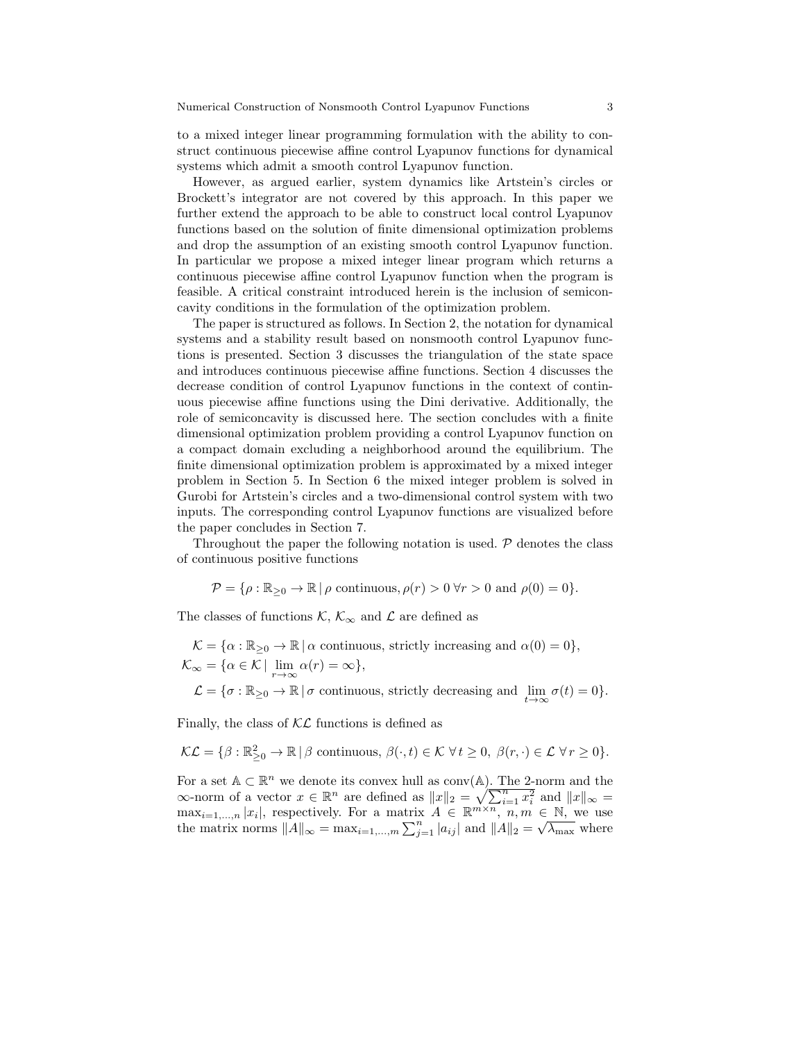to a mixed integer linear programming formulation with the ability to construct continuous piecewise affine control Lyapunov functions for dynamical systems which admit a smooth control Lyapunov function.

However, as argued earlier, system dynamics like Artstein's circles or Brockett's integrator are not covered by this approach. In this paper we further extend the approach to be able to construct local control Lyapunov functions based on the solution of finite dimensional optimization problems and drop the assumption of an existing smooth control Lyapunov function. In particular we propose a mixed integer linear program which returns a continuous piecewise affine control Lyapunov function when the program is feasible. A critical constraint introduced herein is the inclusion of semiconcavity conditions in the formulation of the optimization problem.

The paper is structured as follows. In Section 2, the notation for dynamical systems and a stability result based on nonsmooth control Lyapunov functions is presented. Section 3 discusses the triangulation of the state space and introduces continuous piecewise affine functions. Section 4 discusses the decrease condition of control Lyapunov functions in the context of continuous piecewise affine functions using the Dini derivative. Additionally, the role of semiconcavity is discussed here. The section concludes with a finite dimensional optimization problem providing a control Lyapunov function on a compact domain excluding a neighborhood around the equilibrium. The finite dimensional optimization problem is approximated by a mixed integer problem in Section 5. In Section 6 the mixed integer problem is solved in Gurobi for Artstein's circles and a two-dimensional control system with two inputs. The corresponding control Lyapunov functions are visualized before the paper concludes in Section 7.

Throughout the paper the following notation is used. $\mathcal{P}$ denotes the class of continuous positive functions

$$\mathcal{P} = \{\rho : \mathbb{R}_{\geq 0} \to \mathbb{R} \,|\, \rho \text{ continuous}, \rho(r) > 0 \;\forall r > 0 \text{ and } \rho(0) = 0\}.$$

The classes of functions $\mathcal{K}$, $\mathcal{K}_\infty$ and $\mathcal{L}$ are defined as

$$\begin{aligned}
\mathcal{K} &= \{\alpha : \mathbb{R}_{\geq 0} \to \mathbb{R} \,|\, \alpha \text{ continuous, strictly increasing and } \alpha(0) = 0\}, \\
\mathcal{K}_\infty &= \{\alpha \in \mathcal{K} \,|\, \lim_{r\to\infty} \alpha(r) = \infty\}, \\
\mathcal{L} &= \{\sigma : \mathbb{R}_{\geq 0} \to \mathbb{R} \,|\, \sigma \text{ continuous, strictly decreasing and } \lim_{t\to\infty} \sigma(t) = 0\}.
\end{aligned}$$

Finally, the class of $\mathcal{KL}$ functions is defined as

$$\mathcal{KL} = \{\beta : \mathbb{R}^2_{\geq 0} \to \mathbb{R} \,|\, \beta \text{ continuous, } \beta(\cdot, t) \in \mathcal{K} \;\forall\, t \geq 0,\; \beta(r, \cdot) \in \mathcal{L} \;\forall\, r \geq 0\}.$$

For a set $\mathbb{A} \subset \mathbb{R}^n$ we denote its convex hull as $\operatorname{conv}(\mathbb{A})$. The 2-norm and the $\infty$-norm of a vector $x \in \mathbb{R}^n$ are defined as $\|x\|_2 = \sqrt{\sum_{i=1}^n x_i^2}$ and $\|x\|_\infty = \max_{i=1,\ldots,n} |x_i|$, respectively. For a matrix $A \in \mathbb{R}^{m\times n}$, $n, m \in \mathbb{N}$, we use the matrix norms $\|A\|_\infty = \max_{i=1,\ldots,m} \sum_{j=1}^n |a_{ij}|$ and $\|A\|_2 = \sqrt{\lambda_{\max}}$ where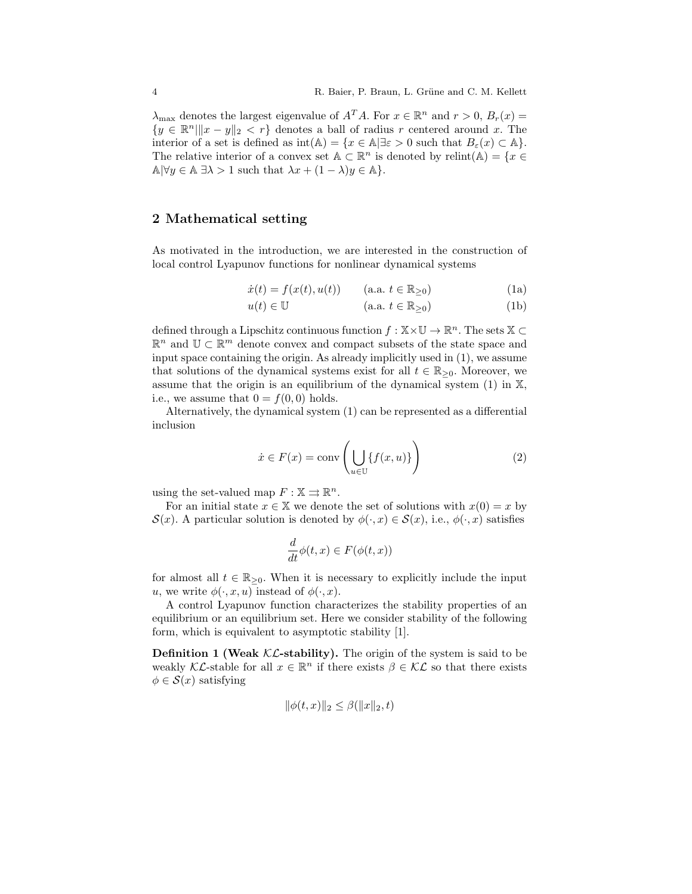$\lambda_{\max}$ denotes the largest eigenvalue of $A^T A$. For $x \in \mathbb{R}^n$ and $r > 0$, $B_r(x) = \{y \in \mathbb{R}^n | \|x - y\|_2 < r\}$ denotes a ball of radius $r$ centered around $x$. The interior of a set is defined as $\text{int}(\mathbb{A}) = \{x \in \mathbb{A} | \exists \varepsilon > 0 \text{ such that } B_\varepsilon(x) \subset \mathbb{A}\}$. The relative interior of a convex set $\mathbb{A} \subset \mathbb{R}^n$ is denoted by $\text{relint}(\mathbb{A}) = \{x \in \mathbb{A} | \forall y \in \mathbb{A}\ \exists \lambda > 1 \text{ such that } \lambda x + (1 - \lambda) y \in \mathbb{A}\}$.

## 2 Mathematical setting

As motivated in the introduction, we are interested in the construction of local control Lyapunov functions for nonlinear dynamical systems

$$\dot{x}(t) = f(x(t), u(t)) \qquad (\text{a.a. } t \in \mathbb{R}_{\geq 0}) \tag{1a}$$

$$u(t) \in \mathbb{U} \qquad (\text{a.a. } t \in \mathbb{R}_{\geq 0}) \tag{1b}$$

defined through a Lipschitz continuous function $f : \mathbb{X} \times \mathbb{U} \to \mathbb{R}^n$. The sets $\mathbb{X} \subset \mathbb{R}^n$ and $\mathbb{U} \subset \mathbb{R}^m$ denote convex and compact subsets of the state space and input space containing the origin. As already implicitly used in (1), we assume that solutions of the dynamical systems exist for all $t \in \mathbb{R}_{\geq 0}$. Moreover, we assume that the origin is an equilibrium of the dynamical system (1) in $\mathbb{X}$, i.e., we assume that $0 = f(0, 0)$ holds.

Alternatively, the dynamical system (1) can be represented as a differential inclusion

$$\dot{x} \in F(x) = \text{conv}\left( \bigcup_{u \in \mathbb{U}} \{f(x, u)\} \right) \tag{2}$$

using the set-valued map $F : \mathbb{X} \rightrightarrows \mathbb{R}^n$.

For an initial state $x \in \mathbb{X}$ we denote the set of solutions with $x(0) = x$ by $\mathcal{S}(x)$. A particular solution is denoted by $\phi(\cdot, x) \in \mathcal{S}(x)$, i.e., $\phi(\cdot, x)$ satisfies

$$\frac{d}{dt} \phi(t, x) \in F(\phi(t, x))$$

for almost all $t \in \mathbb{R}_{\geq 0}$. When it is necessary to explicitly include the input $u$, we write $\phi(\cdot, x, u)$ instead of $\phi(\cdot, x)$.

A control Lyapunov function characterizes the stability properties of an equilibrium or an equilibrium set. Here we consider stability of the following form, which is equivalent to asymptotic stability [1].

**Definition 1 (Weak $\mathcal{KL}$-stability).** The origin of the system is said to be weakly $\mathcal{KL}$-stable for all $x \in \mathbb{R}^n$ if there exists $\beta \in \mathcal{KL}$ so that there exists $\phi \in \mathcal{S}(x)$ satisfying

$$\|\phi(t, x)\|_2 \leq \beta(\|x\|_2, t)$$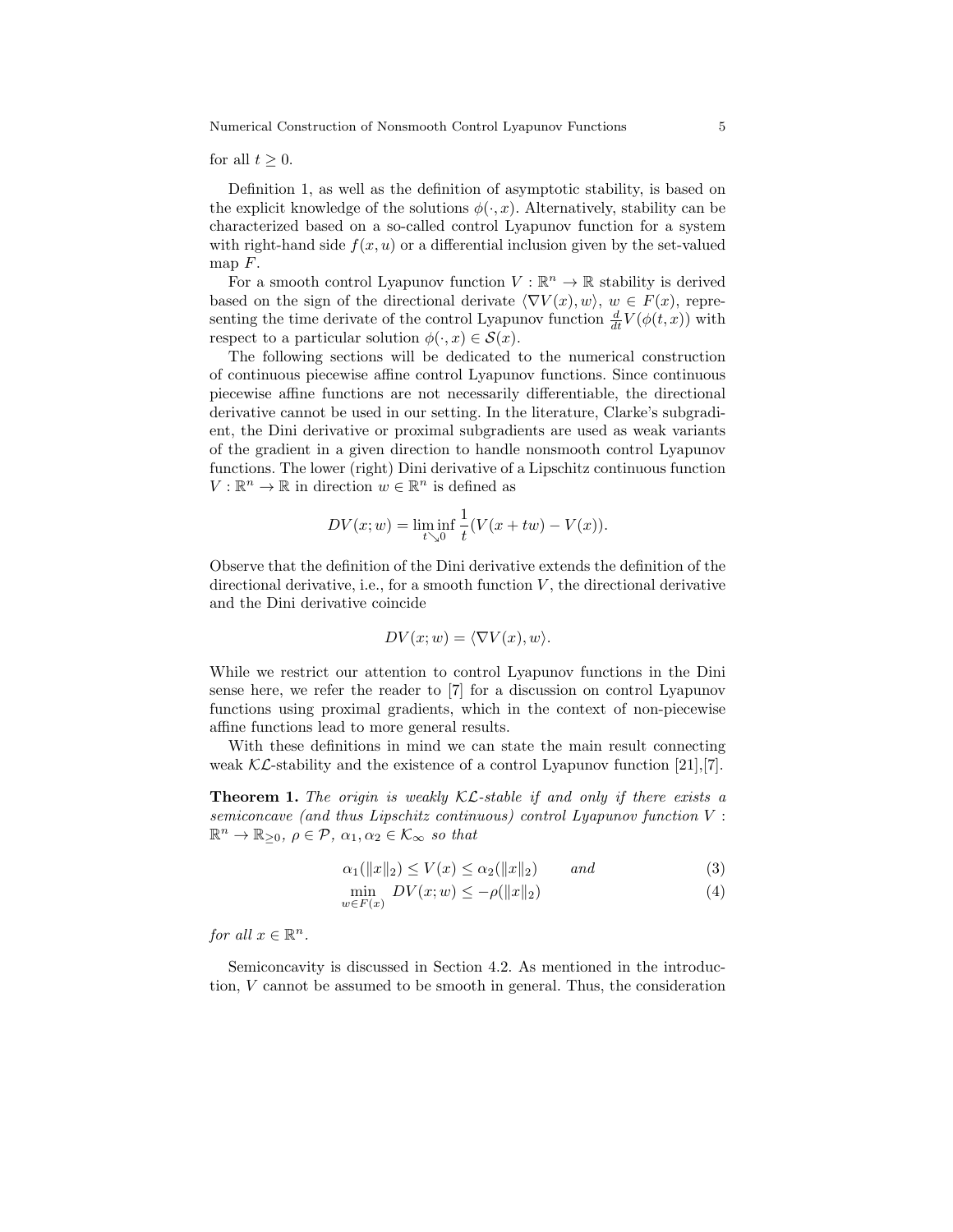for all $t \geq 0$.

Definition 1, as well as the definition of asymptotic stability, is based on the explicit knowledge of the solutions $\phi(\cdot, x)$. Alternatively, stability can be characterized based on a so-called control Lyapunov function for a system with right-hand side $f(x, u)$ or a differential inclusion given by the set-valued map $F$.

For a smooth control Lyapunov function $V : \mathbb{R}^n \to \mathbb{R}$ stability is derived based on the sign of the directional derivate $\langle \nabla V(x), w\rangle$, $w \in F(x)$, representing the time derivate of the control Lyapunov function $\frac{d}{dt}V(\phi(t,x))$ with respect to a particular solution $\phi(\cdot, x) \in \mathcal{S}(x)$.

The following sections will be dedicated to the numerical construction of continuous piecewise affine control Lyapunov functions. Since continuous piecewise affine functions are not necessarily differentiable, the directional derivative cannot be used in our setting. In the literature, Clarke's subgradient, the Dini derivative or proximal subgradients are used as weak variants of the gradient in a given direction to handle nonsmooth control Lyapunov functions. The lower (right) Dini derivative of a Lipschitz continuous function $V : \mathbb{R}^n \to \mathbb{R}$ in direction $w \in \mathbb{R}^n$ is defined as

$$DV(x; w) = \liminf_{t \searrow 0} \frac{1}{t}(V(x + tw) - V(x)).$$

Observe that the definition of the Dini derivative extends the definition of the directional derivative, i.e., for a smooth function $V$, the directional derivative and the Dini derivative coincide

$$DV(x; w) = \langle \nabla V(x), w\rangle.$$

While we restrict our attention to control Lyapunov functions in the Dini sense here, we refer the reader to [7] for a discussion on control Lyapunov functions using proximal gradients, which in the context of non-piecewise affine functions lead to more general results.

With these definitions in mind we can state the main result connecting weak $\mathcal{KL}$-stability and the existence of a control Lyapunov function [21],[7].

**Theorem 1.** *The origin is weakly $\mathcal{KL}$-stable if and only if there exists a semiconcave (and thus Lipschitz continuous) control Lyapunov function $V : \mathbb{R}^n \to \mathbb{R}_{\geq 0}$, $\rho \in \mathcal{P}$, $\alpha_1, \alpha_2 \in \mathcal{K}_\infty$ so that*

$$\alpha_1(\|x\|_2) \leq V(x) \leq \alpha_2(\|x\|_2) \qquad \textit{and} \tag{3}$$

$$\min_{w \in F(x)} DV(x; w) \leq -\rho(\|x\|_2) \tag{4}$$

*for all $x \in \mathbb{R}^n$.*

Semiconcavity is discussed in Section 4.2. As mentioned in the introduction, $V$ cannot be assumed to be smooth in general. Thus, the consideration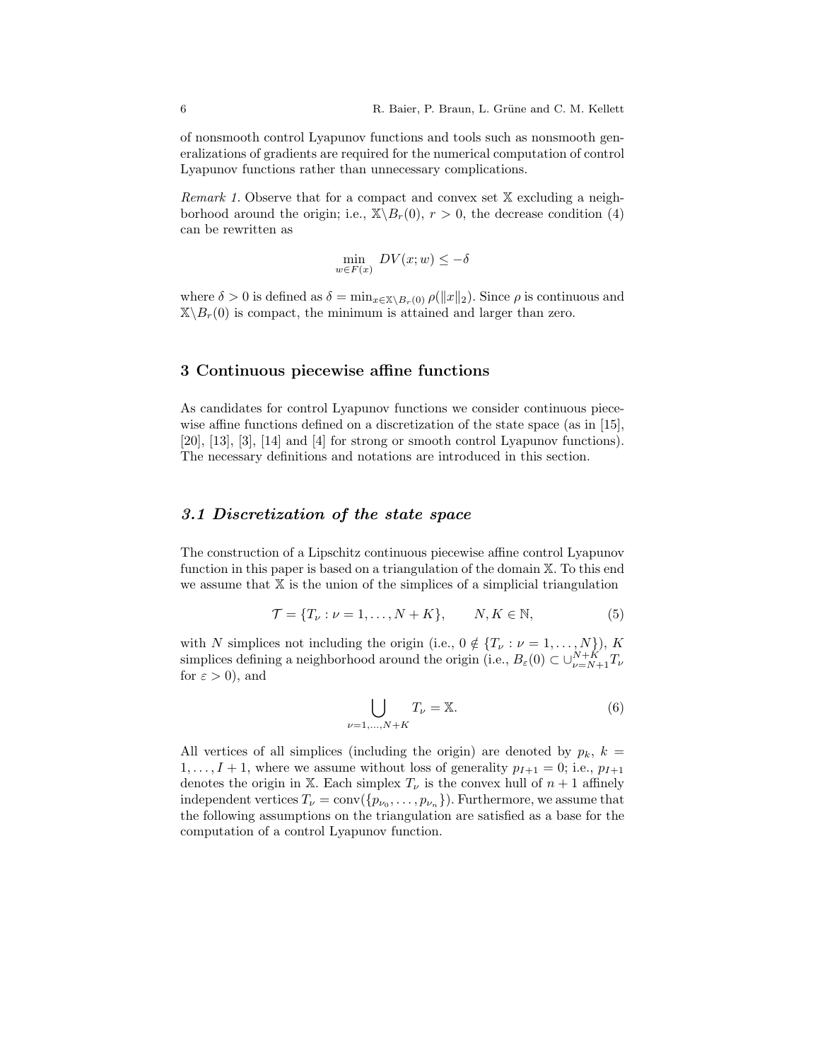of nonsmooth control Lyapunov functions and tools such as nonsmooth generalizations of gradients are required for the numerical computation of control Lyapunov functions rather than unnecessary complications.

*Remark 1.* Observe that for a compact and convex set $\mathbb{X}$ excluding a neighborhood around the origin; i.e., $\mathbb{X}\backslash B_r(0)$, $r > 0$, the decrease condition (4) can be rewritten as

$$\min_{w \in F(x)} DV(x; w) \leq -\delta$$

where $\delta > 0$ is defined as $\delta = \min_{x \in \mathbb{X}\backslash B_r(0)} \rho(\|x\|_2)$. Since $\rho$ is continuous and $\mathbb{X}\backslash B_r(0)$ is compact, the minimum is attained and larger than zero.

## 3 Continuous piecewise affine functions

As candidates for control Lyapunov functions we consider continuous piecewise affine functions defined on a discretization of the state space (as in [15], [20], [13], [3], [14] and [4] for strong or smooth control Lyapunov functions). The necessary definitions and notations are introduced in this section.

### *3.1 Discretization of the state space*

The construction of a Lipschitz continuous piecewise affine control Lyapunov function in this paper is based on a triangulation of the domain $\mathbb{X}$. To this end we assume that $\mathbb{X}$ is the union of the simplices of a simplicial triangulation

$$\mathcal{T} = \{T_\nu : \nu = 1, \ldots, N + K\}, \qquad N, K \in \mathbb{N}, \tag{5}$$

with $N$ simplices not including the origin (i.e., $0 \notin \{T_\nu : \nu = 1, \ldots, N\}$), $K$ simplices defining a neighborhood around the origin (i.e., $B_\varepsilon(0) \subset \cup_{\nu=N+1}^{N+K} T_\nu$ for $\varepsilon > 0$), and

$$\bigcup_{\nu=1,\ldots,N+K} T_\nu = \mathbb{X}. \tag{6}$$

All vertices of all simplices (including the origin) are denoted by $p_k$, $k = 1, \ldots, I + 1$, where we assume without loss of generality $p_{I+1} = 0$; i.e., $p_{I+1}$ denotes the origin in $\mathbb{X}$. Each simplex $T_\nu$ is the convex hull of $n + 1$ affinely independent vertices $T_\nu = \text{conv}(\{p_{\nu_0}, \ldots, p_{\nu_n}\})$. Furthermore, we assume that the following assumptions on the triangulation are satisfied as a base for the computation of a control Lyapunov function.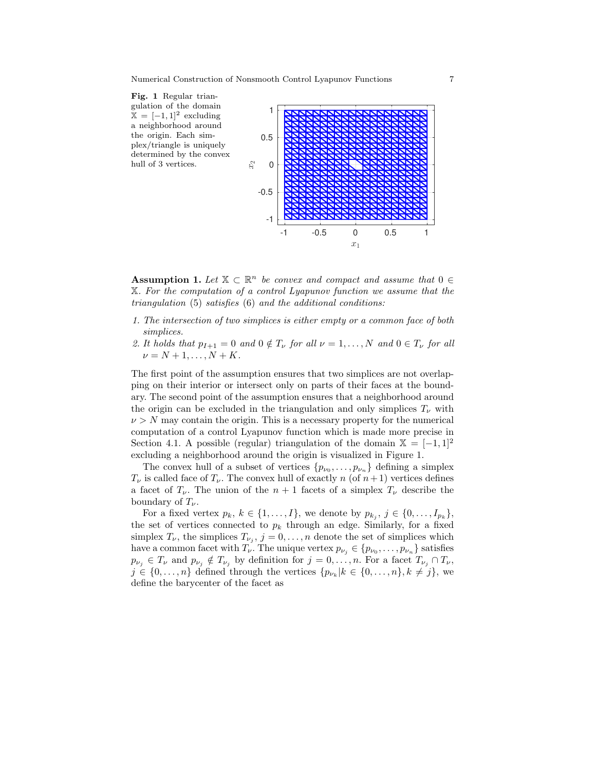**Fig. 1** Regular triangulation of the domain $\mathbb{X} = [-1,1]^2$ excluding a neighborhood around the origin. Each simplex/triangle is uniquely determined by the convex hull of 3 vertices.

**Assumption 1.** *Let $\mathbb{X} \subset \mathbb{R}^n$ be convex and compact and assume that $0 \in \mathbb{X}$. For the computation of a control Lyapunov function we assume that the triangulation* (5) *satisfies* (6) *and the additional conditions:*

1. *The intersection of two simplices is either empty or a common face of both simplices.*
2. *It holds that $p_{I+1} = 0$ and $0 \notin T_\nu$ for all $\nu = 1, \ldots, N$ and $0 \in T_\nu$ for all $\nu = N+1, \ldots, N+K$.*

The first point of the assumption ensures that two simplices are not overlapping on their interior or intersect only on parts of their faces at the boundary. The second point of the assumption ensures that a neighborhood around the origin can be excluded in the triangulation and only simplices $T_\nu$ with $\nu > N$ may contain the origin. This is a necessary property for the numerical computation of a control Lyapunov function which is made more precise in Section 4.1. A possible (regular) triangulation of the domain $\mathbb{X} = [-1,1]^2$ excluding a neighborhood around the origin is visualized in Figure 1.

The convex hull of a subset of vertices $\{p_{\nu_0}, \ldots, p_{\nu_n}\}$ defining a simplex $T_\nu$ is called face of $T_\nu$. The convex hull of exactly $n$ (of $n+1$) vertices defines a facet of $T_\nu$. The union of the $n+1$ facets of a simplex $T_\nu$ describe the boundary of $T_\nu$.

For a fixed vertex $p_k$, $k \in \{1, \ldots, I\}$, we denote by $p_{k_j}$, $j \in \{0, \ldots, I_{p_k}\}$, the set of vertices connected to $p_k$ through an edge. Similarly, for a fixed simplex $T_\nu$, the simplices $T_{\nu_j}$, $j = 0, \ldots, n$ denote the set of simplices which have a common facet with $T_\nu$. The unique vertex $p_{\nu_j} \in \{p_{\nu_0}, \ldots, p_{\nu_n}\}$ satisfies $p_{\nu_j} \in T_\nu$ and $p_{\nu_j} \notin T_{\nu_j}$ by definition for $j = 0, \ldots, n$. For a facet $T_{\nu_j} \cap T_\nu$, $j \in \{0, \ldots, n\}$ defined through the vertices $\{p_{\nu_k} | k \in \{0, \ldots, n\}, k \neq j\}$, we define the barycenter of the facet as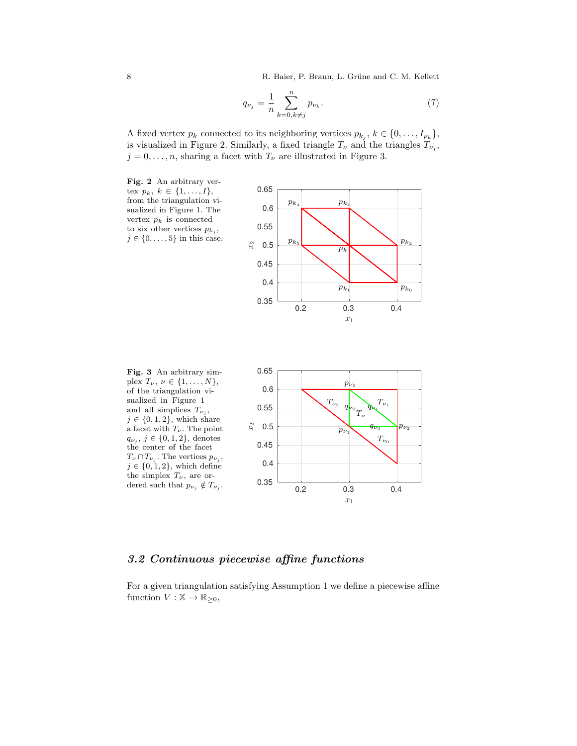$$q_{\nu_j} = \frac{1}{n} \sum_{k=0, k \neq j}^{n} p_{\nu_k}. \tag{7}$$

A fixed vertex $p_k$ connected to its neighboring vertices $p_{k_j}$, $k \in \{0, \ldots, I_{p_k}\}$, is visualized in Figure 2. Similarly, a fixed triangle $T_\nu$ and the triangles $T_{\nu_j}$, $j = 0, \ldots, n$, sharing a facet with $T_\nu$ are illustrated in Figure 3.

**Fig. 2** An arbitrary vertex $p_k$, $k \in \{1, \ldots, I\}$, from the triangulation visualized in Figure 1. The vertex $p_k$ is connected to six other vertices $p_{k_j}$, $j \in \{0, \ldots, 5\}$ in this case.

**Fig. 3** An arbitrary simplex $T_\nu$, $\nu \in \{1, \ldots, N\}$, of the triangulation visualized in Figure 1 and all simplices $T_{\nu_j}$, $j \in \{0, 1, 2\}$, which share a facet with $T_\nu$. The point $q_{\nu_j}$, $j \in \{0, 1, 2\}$, denotes the center of the facet $T_\nu \cap T_{\nu_j}$. The vertices $p_{\nu_j}$, $j \in \{0, 1, 2\}$, which define the simplex $T_\nu$, are ordered such that $p_{\nu_j} \notin T_{\nu_j}$.

## *3.2 Continuous piecewise affine functions*

For a given triangulation satisfying Assumption 1 we define a piecewise affine function $V : \mathbb{X} \to \mathbb{R}_{\geq 0}$,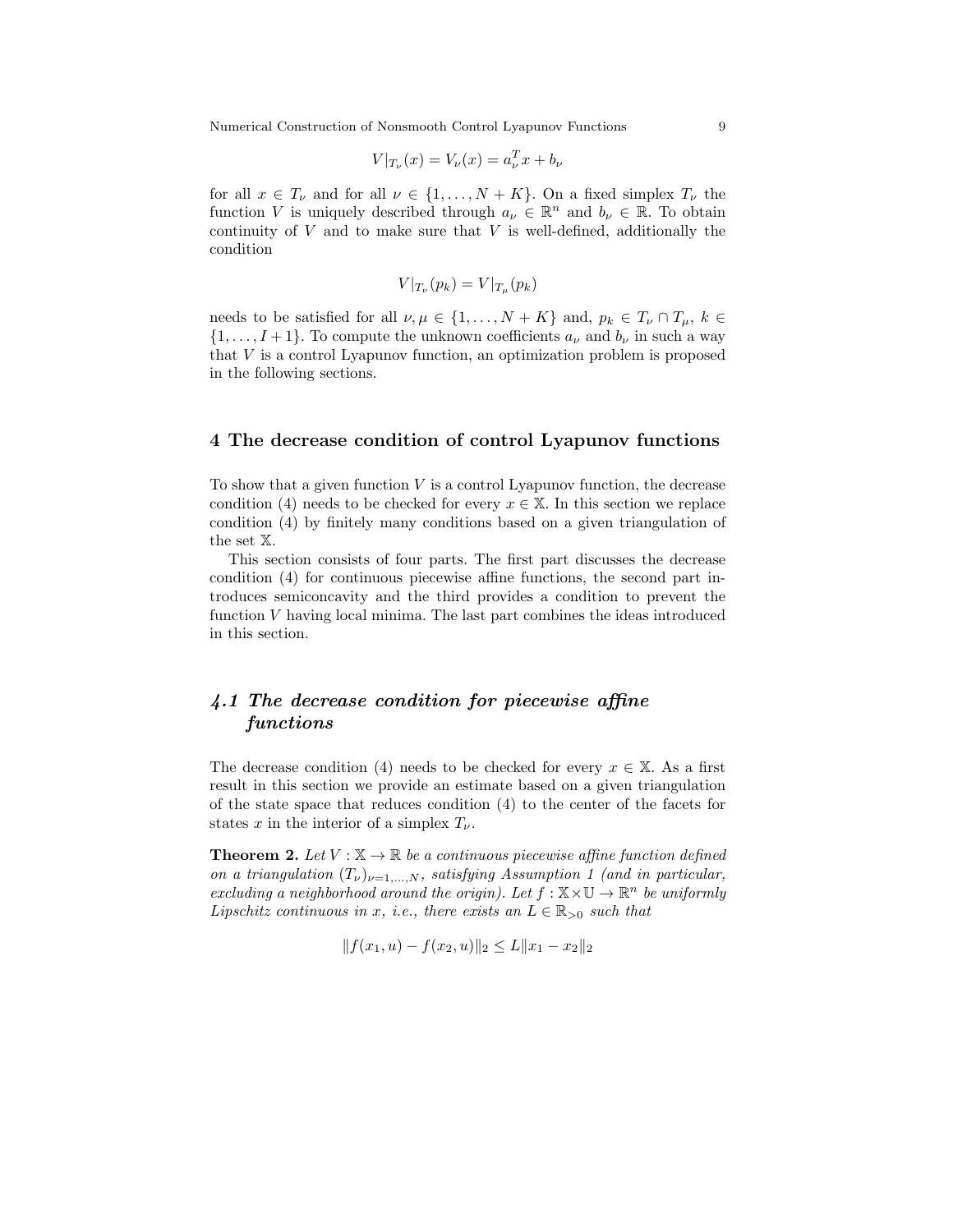$$V|_{T_\nu}(x) = V_\nu(x) = a_\nu^T x + b_\nu$$

for all $x \in T_\nu$ and for all $\nu \in \{1, \ldots, N+K\}$. On a fixed simplex $T_\nu$ the function $V$ is uniquely described through $a_\nu \in \mathbb{R}^n$ and $b_\nu \in \mathbb{R}$. To obtain continuity of $V$ and to make sure that $V$ is well-defined, additionally the condition

$$V|_{T_\nu}(p_k) = V|_{T_\mu}(p_k)$$

needs to be satisfied for all $\nu, \mu \in \{1, \ldots, N+K\}$ and, $p_k \in T_\nu \cap T_\mu$, $k \in \{1, \ldots, I+1\}$. To compute the unknown coefficients $a_\nu$ and $b_\nu$ in such a way that $V$ is a control Lyapunov function, an optimization problem is proposed in the following sections.

## 4 The decrease condition of control Lyapunov functions

To show that a given function $V$ is a control Lyapunov function, the decrease condition (4) needs to be checked for every $x \in \mathbb{X}$. In this section we replace condition (4) by finitely many conditions based on a given triangulation of the set $\mathbb{X}$.

This section consists of four parts. The first part discusses the decrease condition (4) for continuous piecewise affine functions, the second part introduces semiconcavity and the third provides a condition to prevent the function $V$ having local minima. The last part combines the ideas introduced in this section.

### 4.1 The decrease condition for piecewise affine functions

The decrease condition (4) needs to be checked for every $x \in \mathbb{X}$. As a first result in this section we provide an estimate based on a given triangulation of the state space that reduces condition (4) to the center of the facets for states $x$ in the interior of a simplex $T_\nu$.

**Theorem 2.** *Let $V : \mathbb{X} \to \mathbb{R}$ be a continuous piecewise affine function defined on a triangulation $(T_\nu)_{\nu=1,\ldots,N}$, satisfying Assumption 1 (and in particular, excluding a neighborhood around the origin). Let $f : \mathbb{X} \times \mathbb{U} \to \mathbb{R}^n$ be uniformly Lipschitz continuous in $x$, i.e., there exists an $L \in \mathbb{R}_{>0}$ such that*

$$\|f(x_1, u) - f(x_2, u)\|_2 \leq L\|x_1 - x_2\|_2$$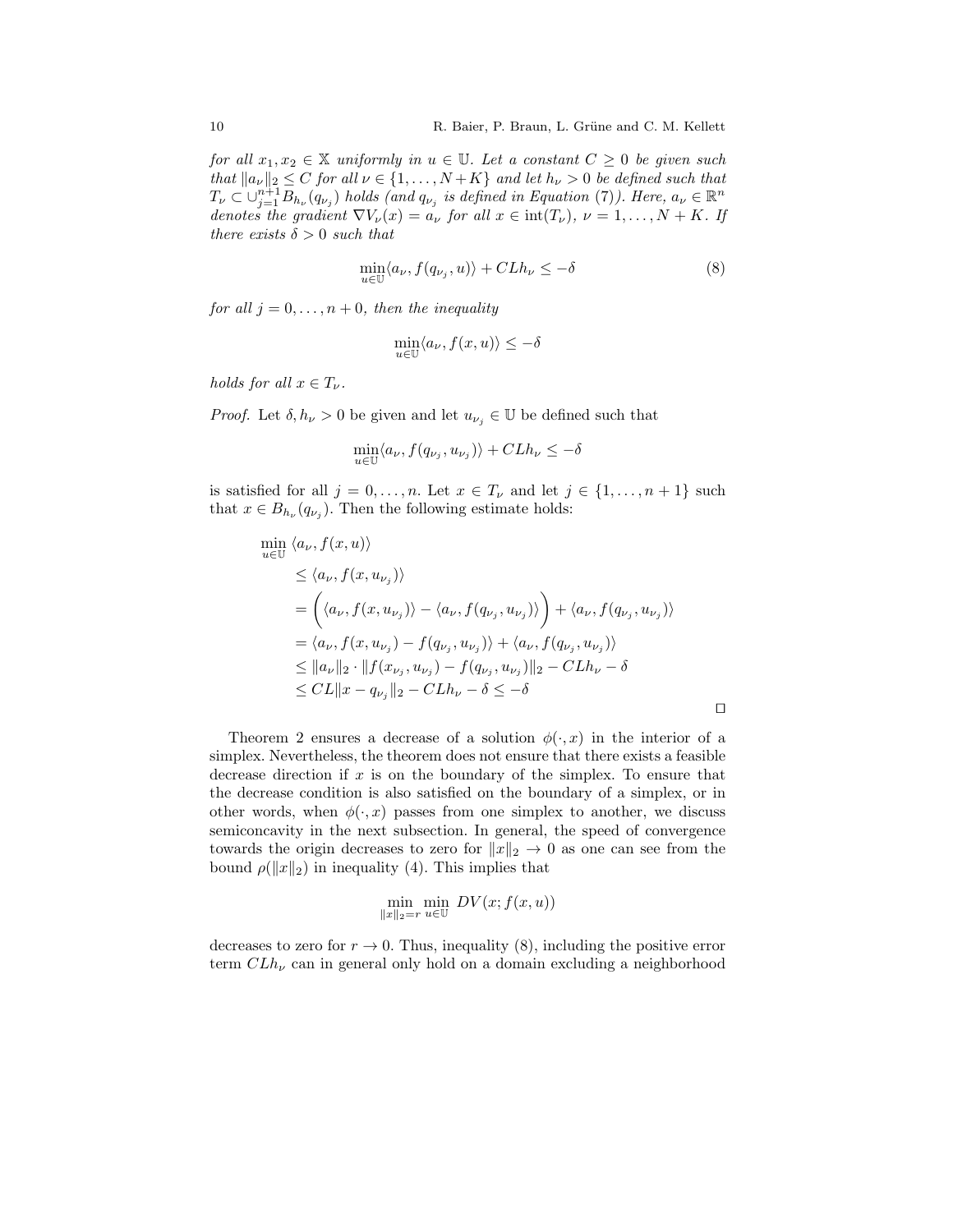*for all $x_1, x_2 \in \mathbb{X}$ uniformly in $u \in \mathbb{U}$. Let a constant $C \geq 0$ be given such that $\|a_\nu\|_2 \leq C$ for all $\nu \in \{1, \ldots, N+K\}$ and let $h_\nu > 0$ be defined such that $T_\nu \subset \cup_{j=1}^{n+1} B_{h_\nu}(q_{\nu_j})$ holds (and $q_{\nu_j}$ is defined in Equation (7)). Here, $a_\nu \in \mathbb{R}^n$ denotes the gradient $\nabla V_\nu(x) = a_\nu$ for all $x \in \text{int}(T_\nu)$, $\nu = 1, \ldots, N+K$. If there exists $\delta > 0$ such that*

$$\min_{u \in \mathbb{U}} \langle a_\nu, f(q_{\nu_j}, u)\rangle + CLh_\nu \leq -\delta \tag{8}$$

*for all $j = 0, \ldots, n+0$, then the inequality*

$$\min_{u \in \mathbb{U}} \langle a_\nu, f(x, u)\rangle \leq -\delta$$

*holds for all $x \in T_\nu$.*

*Proof.* Let $\delta, h_\nu > 0$ be given and let $u_{\nu_j} \in \mathbb{U}$ be defined such that

$$\min_{u \in \mathbb{U}} \langle a_\nu, f(q_{\nu_j}, u_{\nu_j})\rangle + CLh_\nu \leq -\delta$$

is satisfied for all $j = 0, \ldots, n$. Let $x \in T_\nu$ and let $j \in \{1, \ldots, n+1\}$ such that $x \in B_{h_\nu}(q_{\nu_j})$. Then the following estimate holds:

$$\begin{aligned}
\min_{u \in \mathbb{U}} \ & \langle a_\nu, f(x, u)\rangle \\
& \leq \langle a_\nu, f(x, u_{\nu_j})\rangle \\
& = \Big( \langle a_\nu, f(x, u_{\nu_j})\rangle - \langle a_\nu, f(q_{\nu_j}, u_{\nu_j})\rangle \Big) + \langle a_\nu, f(q_{\nu_j}, u_{\nu_j})\rangle \\
& = \langle a_\nu, f(x, u_{\nu_j}) - f(q_{\nu_j}, u_{\nu_j})\rangle + \langle a_\nu, f(q_{\nu_j}, u_{\nu_j})\rangle \\
& \leq \|a_\nu\|_2 \cdot \|f(x_{\nu_j}, u_{\nu_j}) - f(q_{\nu_j}, u_{\nu_j})\|_2 - CLh_\nu - \delta \\
& \leq CL\|x - q_{\nu_j}\|_2 - CLh_\nu - \delta \leq -\delta
\end{aligned}$$

□

Theorem 2 ensures a decrease of a solution $\phi(\cdot, x)$ in the interior of a simplex. Nevertheless, the theorem does not ensure that there exists a feasible decrease direction if $x$ is on the boundary of the simplex. To ensure that the decrease condition is also satisfied on the boundary of a simplex, or in other words, when $\phi(\cdot, x)$ passes from one simplex to another, we discuss semiconcavity in the next subsection. In general, the speed of convergence towards the origin decreases to zero for $\|x\|_2 \to 0$ as one can see from the bound $\rho(\|x\|_2)$ in inequality (4). This implies that

$$\min_{\|x\|_2 = r} \min_{u \in \mathbb{U}} DV(x; f(x, u))$$

decreases to zero for $r \to 0$. Thus, inequality (8), including the positive error term $CLh_\nu$ can in general only hold on a domain excluding a neighborhood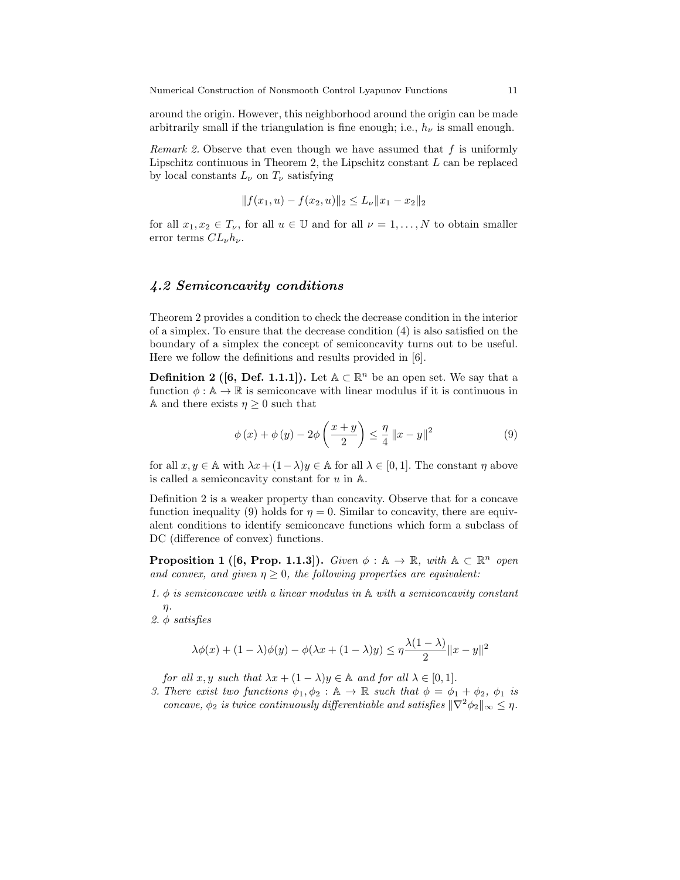around the origin. However, this neighborhood around the origin can be made arbitrarily small if the triangulation is fine enough; i.e., $h_\nu$ is small enough.

*Remark 2.* Observe that even though we have assumed that $f$ is uniformly Lipschitz continuous in Theorem 2, the Lipschitz constant $L$ can be replaced by local constants $L_\nu$ on $T_\nu$ satisfying

$$\|f(x_1, u) - f(x_2, u)\|_2 \leq L_\nu \|x_1 - x_2\|_2$$

for all $x_1, x_2 \in T_\nu$, for all $u \in \mathbb{U}$ and for all $\nu = 1, \ldots, N$ to obtain smaller error terms $CL_\nu h_\nu$.

## 4.2 Semiconcavity conditions

Theorem 2 provides a condition to check the decrease condition in the interior of a simplex. To ensure that the decrease condition (4) is also satisfied on the boundary of a simplex the concept of semiconcavity turns out to be useful. Here we follow the definitions and results provided in [6].

**Definition 2 ([6, Def. 1.1.1]).** Let $\mathbb{A} \subset \mathbb{R}^n$ be an open set. We say that a function $\phi : \mathbb{A} \to \mathbb{R}$ is semiconcave with linear modulus if it is continuous in $\mathbb{A}$ and there exists $\eta \geq 0$ such that

$$\phi(x) + \phi(y) - 2\phi\left(\frac{x+y}{2}\right) \leq \frac{\eta}{4} \|x - y\|^2 \tag{9}$$

for all $x, y \in \mathbb{A}$ with $\lambda x + (1-\lambda) y \in \mathbb{A}$ for all $\lambda \in [0, 1]$. The constant $\eta$ above is called a semiconcavity constant for $u$ in $\mathbb{A}$.

Definition 2 is a weaker property than concavity. Observe that for a concave function inequality (9) holds for $\eta = 0$. Similar to concavity, there are equivalent conditions to identify semiconcave functions which form a subclass of DC (difference of convex) functions.

**Proposition 1 ([6, Prop. 1.1.3]).** *Given $\phi : \mathbb{A} \to \mathbb{R}$, with $\mathbb{A} \subset \mathbb{R}^n$ open and convex, and given $\eta \geq 0$, the following properties are equivalent:*

1. *$\phi$ is semiconcave with a linear modulus in $\mathbb{A}$ with a semiconcavity constant $\eta$.*
2. *$\phi$ satisfies*

$$\lambda\phi(x) + (1-\lambda)\phi(y) - \phi(\lambda x + (1-\lambda)y) \leq \eta \frac{\lambda(1-\lambda)}{2} \|x - y\|^2$$

*for all $x, y$ such that $\lambda x + (1-\lambda) y \in \mathbb{A}$ and for all $\lambda \in [0, 1]$.*

3. *There exist two functions $\phi_1, \phi_2 : \mathbb{A} \to \mathbb{R}$ such that $\phi = \phi_1 + \phi_2$, $\phi_1$ is concave, $\phi_2$ is twice continuously differentiable and satisfies $\|\nabla^2 \phi_2\|_\infty \leq \eta$.*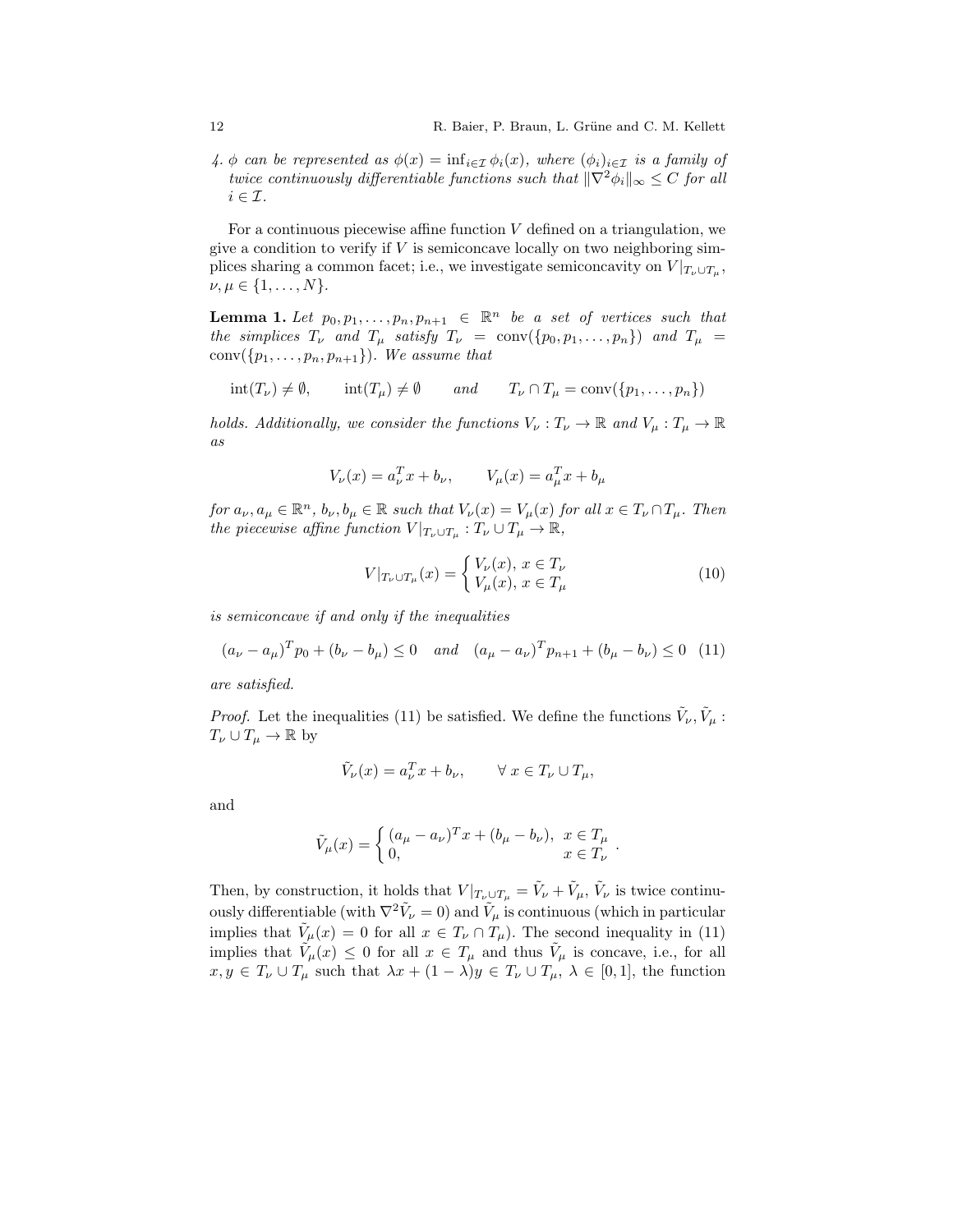4. $\phi$ *can be represented as* $\phi(x) = \inf_{i\in\mathcal{I}} \phi_i(x)$*, where* $(\phi_i)_{i\in\mathcal{I}}$ *is a family of twice continuously differentiable functions such that* $\|\nabla^2\phi_i\|_\infty \leq C$ *for all* $i \in \mathcal{I}$*.*

For a continuous piecewise affine function $V$ defined on a triangulation, we give a condition to verify if $V$ is semiconcave locally on two neighboring simplices sharing a common facet; i.e., we investigate semiconcavity on $V|_{T_\nu \cup T_\mu}$, $\nu, \mu \in \{1, \ldots, N\}$.

**Lemma 1.** *Let* $p_0, p_1, \ldots, p_n, p_{n+1} \in \mathbb{R}^n$ *be a set of vertices such that the simplices* $T_\nu$ *and* $T_\mu$ *satisfy* $T_\nu = \operatorname{conv}(\{p_0, p_1, \ldots, p_n\})$ *and* $T_\mu = \operatorname{conv}(\{p_1, \ldots, p_n, p_{n+1}\})$*. We assume that*

$$\operatorname{int}(T_\nu) \neq \emptyset, \qquad \operatorname{int}(T_\mu) \neq \emptyset \qquad \text{and} \qquad T_\nu \cap T_\mu = \operatorname{conv}(\{p_1, \ldots, p_n\})$$

*holds. Additionally, we consider the functions* $V_\nu : T_\nu \to \mathbb{R}$ *and* $V_\mu : T_\mu \to \mathbb{R}$ *as*

$$V_\nu(x) = a_\nu^T x + b_\nu, \qquad V_\mu(x) = a_\mu^T x + b_\mu$$

*for* $a_\nu, a_\mu \in \mathbb{R}^n$*,* $b_\nu, b_\mu \in \mathbb{R}$ *such that* $V_\nu(x) = V_\mu(x)$ *for all* $x \in T_\nu \cap T_\mu$*. Then the piecewise affine function* $V|_{T_\nu \cup T_\mu} : T_\nu \cup T_\mu \to \mathbb{R}$*,*

$$V|_{T_\nu \cup T_\mu}(x) = \begin{cases} V_\nu(x), \; x \in T_\nu \\ V_\mu(x), \; x \in T_\mu \end{cases} \tag{10}$$

*is semiconcave if and only if the inequalities*

$$(a_\nu - a_\mu)^T p_0 + (b_\nu - b_\mu) \leq 0 \quad \text{and} \quad (a_\mu - a_\nu)^T p_{n+1} + (b_\mu - b_\nu) \leq 0 \tag{11}$$

*are satisfied.*

*Proof.* Let the inequalities (11) be satisfied. We define the functions $\tilde{V}_\nu, \tilde{V}_\mu : T_\nu \cup T_\mu \to \mathbb{R}$ by

$$\tilde{V}_\nu(x) = a_\nu^T x + b_\nu, \qquad \forall \; x \in T_\nu \cup T_\mu,$$

and

$$\tilde{V}_\mu(x) = \begin{cases} (a_\mu - a_\nu)^T x + (b_\mu - b_\nu), & x \in T_\mu \\ 0, & x \in T_\nu \end{cases}.$$

Then, by construction, it holds that $V|_{T_\nu \cup T_\mu} = \tilde{V}_\nu + \tilde{V}_\mu$, $\tilde{V}_\nu$ is twice continuously differentiable (with $\nabla^2 \tilde{V}_\nu = 0$) and $\tilde{V}_\mu$ is continuous (which in particular implies that $\tilde{V}_\mu(x) = 0$ for all $x \in T_\nu \cap T_\mu$). The second inequality in (11) implies that $\tilde{V}_\mu(x) \leq 0$ for all $x \in T_\mu$ and thus $\tilde{V}_\mu$ is concave, i.e., for all $x, y \in T_\nu \cup T_\mu$ such that $\lambda x + (1-\lambda) y \in T_\nu \cup T_\mu$, $\lambda \in [0, 1]$, the function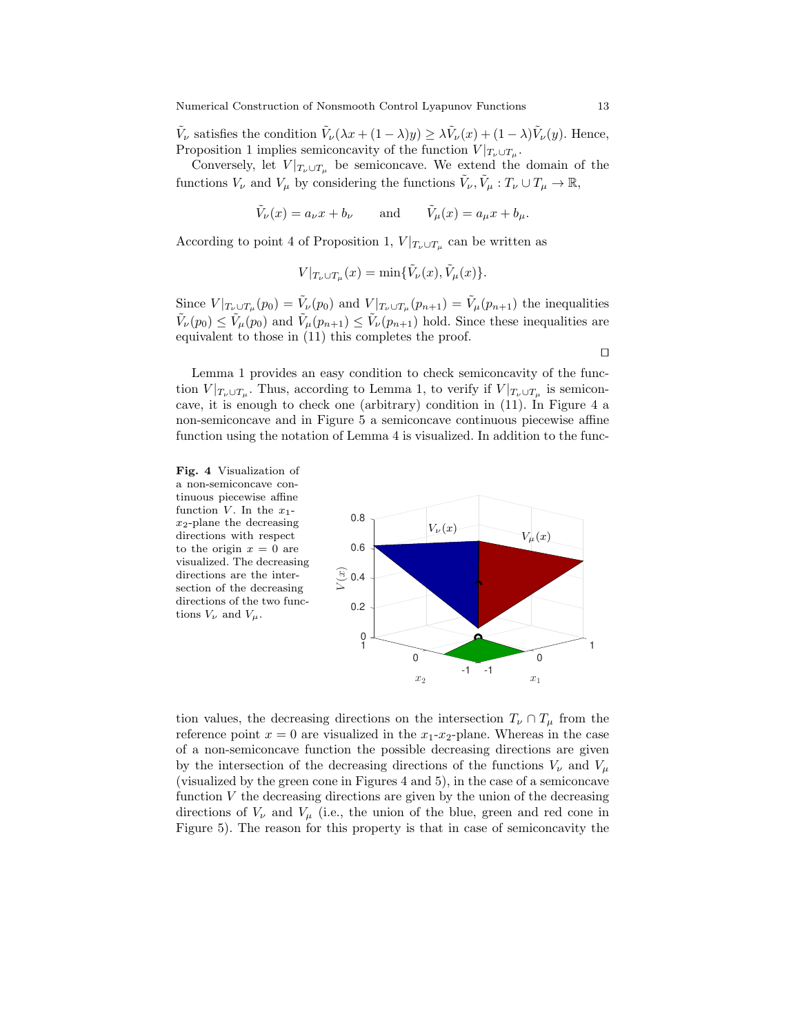$\tilde{V}_\nu$ satisfies the condition $\tilde{V}_\nu(\lambda x + (1-\lambda)y) \geq \lambda \tilde{V}_\nu(x) + (1-\lambda)\tilde{V}_\nu(y)$. Hence, Proposition 1 implies semiconcavity of the function $V|_{T_\nu \cup T_\mu}$.

Conversely, let $V|_{T_\nu \cup T_\mu}$ be semiconcave. We extend the domain of the functions $V_\nu$ and $V_\mu$ by considering the functions $\tilde{V}_\nu, \tilde{V}_\mu : T_\nu \cup T_\mu \to \mathbb{R}$,

$$\tilde{V}_\nu(x) = a_\nu x + b_\nu \qquad \text{and} \qquad \tilde{V}_\mu(x) = a_\mu x + b_\mu.$$

According to point 4 of Proposition 1, $V|_{T_\nu \cup T_\mu}$ can be written as

$$V|_{T_\nu \cup T_\mu}(x) = \min\{\tilde{V}_\nu(x), \tilde{V}_\mu(x)\}.$$

Since $V|_{T_\nu \cup T_\mu}(p_0) = \tilde{V}_\nu(p_0)$ and $V|_{T_\nu \cup T_\mu}(p_{n+1}) = \tilde{V}_\mu(p_{n+1})$ the inequalities $\tilde{V}_\nu(p_0) \leq \tilde{V}_\mu(p_0)$ and $\tilde{V}_\mu(p_{n+1}) \leq \tilde{V}_\nu(p_{n+1})$ hold. Since these inequalities are equivalent to those in (11) this completes the proof.

□

Lemma 1 provides an easy condition to check semiconcavity of the function $V|_{T_\nu \cup T_\mu}$. Thus, according to Lemma 1, to verify if $V|_{T_\nu \cup T_\mu}$ is semiconcave, it is enough to check one (arbitrary) condition in (11). In Figure 4 a non-semiconcave and in Figure 5 a semiconcave continuous piecewise affine function using the notation of Lemma 4 is visualized. In addition to the function values, the decreasing directions on the intersection $T_\nu \cap T_\mu$ from the reference point $x = 0$ are visualized in the $x_1$-$x_2$-plane. Whereas in the case of a non-semiconcave function the possible decreasing directions are given by the intersection of the decreasing directions of the functions $V_\nu$ and $V_\mu$ (visualized by the green cone in Figures 4 and 5), in the case of a semiconcave function $V$ the decreasing directions are given by the union of the decreasing directions of $V_\nu$ and $V_\mu$ (i.e., the union of the blue, green and red cone in Figure 5). The reason for this property is that in case of semiconcavity the

**Fig. 4** Visualization of a non-semiconcave continuous piecewise affine function $V$. In the $x_1$-$x_2$-plane the decreasing directions with respect to the origin $x = 0$ are visualized. The decreasing directions are the intersection of the decreasing directions of the two functions $V_\nu$ and $V_\mu$.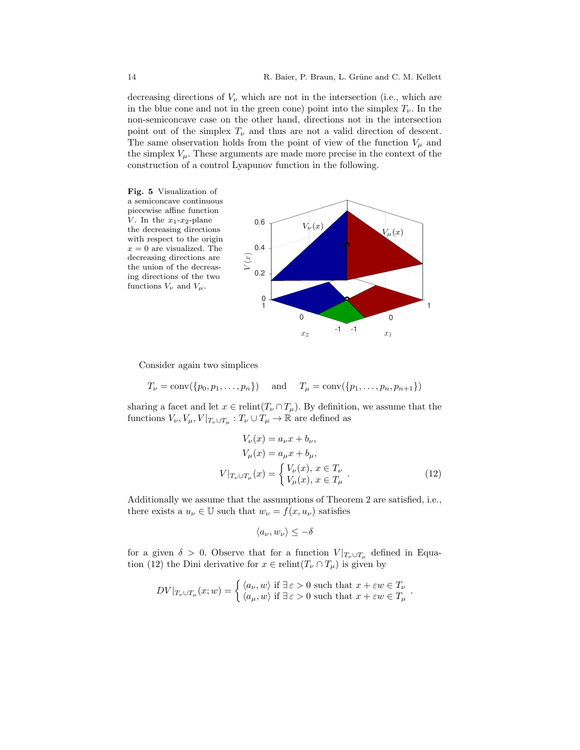decreasing directions of $V_\nu$ which are not in the intersection (i.e., which are in the blue cone and not in the green cone) point into the simplex $T_\nu$. In the non-semiconcave case on the other hand, directions not in the intersection point out of the simplex $T_\nu$ and thus are not a valid direction of descent. The same observation holds from the point of view of the function $V_\mu$ and the simplex $V_\mu$. These arguments are made more precise in the context of the construction of a control Lyapunov function in the following.

**Fig. 5** Visualization of a semiconcave continuous piecewise affine function $V$. In the $x_1$-$x_2$-plane the decreasing directions with respect to the origin $x = 0$ are visualized. The decreasing directions are the union of the decreasing directions of the two functions $V_\nu$ and $V_\mu$.

Consider again two simplices

$$T_\nu = \operatorname{conv}(\{p_0, p_1, \ldots, p_n\}) \quad \text{and} \quad T_\mu = \operatorname{conv}(\{p_1, \ldots, p_n, p_{n+1}\})$$

sharing a facet and let $x \in \operatorname{relint}(T_\nu \cap T_\mu)$. By definition, we assume that the functions $V_\nu, V_\mu, V|_{T_\nu \cup T_\mu} : T_\nu \cup T_\mu \to \mathbb{R}$ are defined as

$$\begin{aligned} V_\nu(x) &= a_\nu x + b_\nu, \\ V_\mu(x) &= a_\mu x + b_\mu, \\ V|_{T_\nu \cup T_\mu}(x) &= \begin{cases} V_\nu(x), \; x \in T_\nu \\ V_\mu(x), \; x \in T_\mu \end{cases}. \end{aligned} \tag{12}$$

Additionally we assume that the assumptions of Theorem 2 are satisfied, i.e., there exists a $u_\nu \in \mathbb{U}$ such that $w_\nu = f(x, u_\nu)$ satisfies

$$\langle a_\nu, w_\nu \rangle \leq -\delta$$

for a given $\delta > 0$. Observe that for a function $V|_{T_\nu \cup T_\mu}$ defined in Equation (12) the Dini derivative for $x \in \operatorname{relint}(T_\nu \cap T_\mu)$ is given by

$$DV|_{T_\nu \cup T_\mu}(x; w) = \begin{cases} \langle a_\nu, w \rangle \text{ if } \exists\, \varepsilon > 0 \text{ such that } x + \varepsilon w \in T_\nu \\ \langle a_\mu, w \rangle \text{ if } \exists\, \varepsilon > 0 \text{ such that } x + \varepsilon w \in T_\mu \end{cases}.$$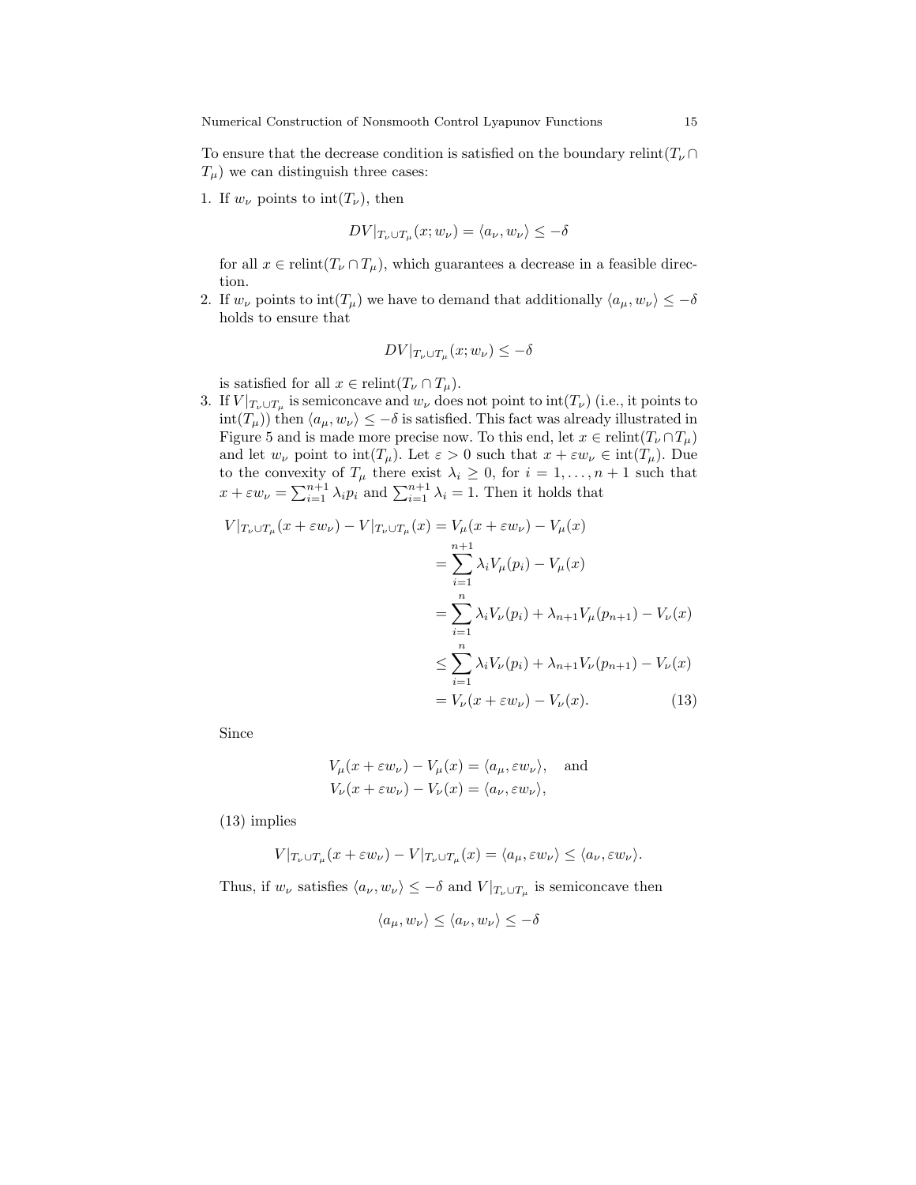To ensure that the decrease condition is satisfied on the boundary $\text{relint}(T_\nu \cap T_\mu)$ we can distinguish three cases:

1. If $w_\nu$ points to $\text{int}(T_\nu)$, then

$$DV|_{T_\nu \cup T_\mu}(x; w_\nu) = \langle a_\nu, w_\nu \rangle \leq -\delta$$

   for all $x \in \text{relint}(T_\nu \cap T_\mu)$, which guarantees a decrease in a feasible direction.

2. If $w_\nu$ points to $\text{int}(T_\mu)$ we have to demand that additionally $\langle a_\mu, w_\nu \rangle \leq -\delta$ holds to ensure that

$$DV|_{T_\nu \cup T_\mu}(x; w_\nu) \leq -\delta$$

   is satisfied for all $x \in \text{relint}(T_\nu \cap T_\mu)$.

3. If $V|_{T_\nu \cup T_\mu}$ is semiconcave and $w_\nu$ does not point to $\text{int}(T_\nu)$ (i.e., it points to $\text{int}(T_\mu)$) then $\langle a_\mu, w_\nu \rangle \leq -\delta$ is satisfied. This fact was already illustrated in Figure 5 and is made more precise now. To this end, let $x \in \text{relint}(T_\nu \cap T_\mu)$ and let $w_\nu$ point to $\text{int}(T_\mu)$. Let $\varepsilon > 0$ such that $x + \varepsilon w_\nu \in \text{int}(T_\mu)$. Due to the convexity of $T_\mu$ there exist $\lambda_i \geq 0$, for $i = 1, \ldots, n+1$ such that $x + \varepsilon w_\nu = \sum_{i=1}^{n+1} \lambda_i p_i$ and $\sum_{i=1}^{n+1} \lambda_i = 1$. Then it holds that

$$\begin{aligned}
V|_{T_\nu \cup T_\mu}(x + \varepsilon w_\nu) - V|_{T_\nu \cup T_\mu}(x) &= V_\mu(x + \varepsilon w_\nu) - V_\mu(x) \\
&= \sum_{i=1}^{n+1} \lambda_i V_\mu(p_i) - V_\mu(x) \\
&= \sum_{i=1}^{n} \lambda_i V_\nu(p_i) + \lambda_{n+1} V_\mu(p_{n+1}) - V_\nu(x) \\
&\leq \sum_{i=1}^{n} \lambda_i V_\nu(p_i) + \lambda_{n+1} V_\nu(p_{n+1}) - V_\nu(x) \\
&= V_\nu(x + \varepsilon w_\nu) - V_\nu(x). \qquad (13)
\end{aligned}$$

   Since

$$\begin{aligned}
&V_\mu(x + \varepsilon w_\nu) - V_\mu(x) = \langle a_\mu, \varepsilon w_\nu \rangle, \quad \text{and} \\
&V_\nu(x + \varepsilon w_\nu) - V_\nu(x) = \langle a_\nu, \varepsilon w_\nu \rangle,
\end{aligned}$$

   (13) implies

$$V|_{T_\nu \cup T_\mu}(x + \varepsilon w_\nu) - V|_{T_\nu \cup T_\mu}(x) = \langle a_\mu, \varepsilon w_\nu \rangle \leq \langle a_\nu, \varepsilon w_\nu \rangle.$$

   Thus, if $w_\nu$ satisfies $\langle a_\nu, w_\nu \rangle \leq -\delta$ and $V|_{T_\nu \cup T_\mu}$ is semiconcave then

$$\langle a_\mu, w_\nu \rangle \leq \langle a_\nu, w_\nu \rangle \leq -\delta$$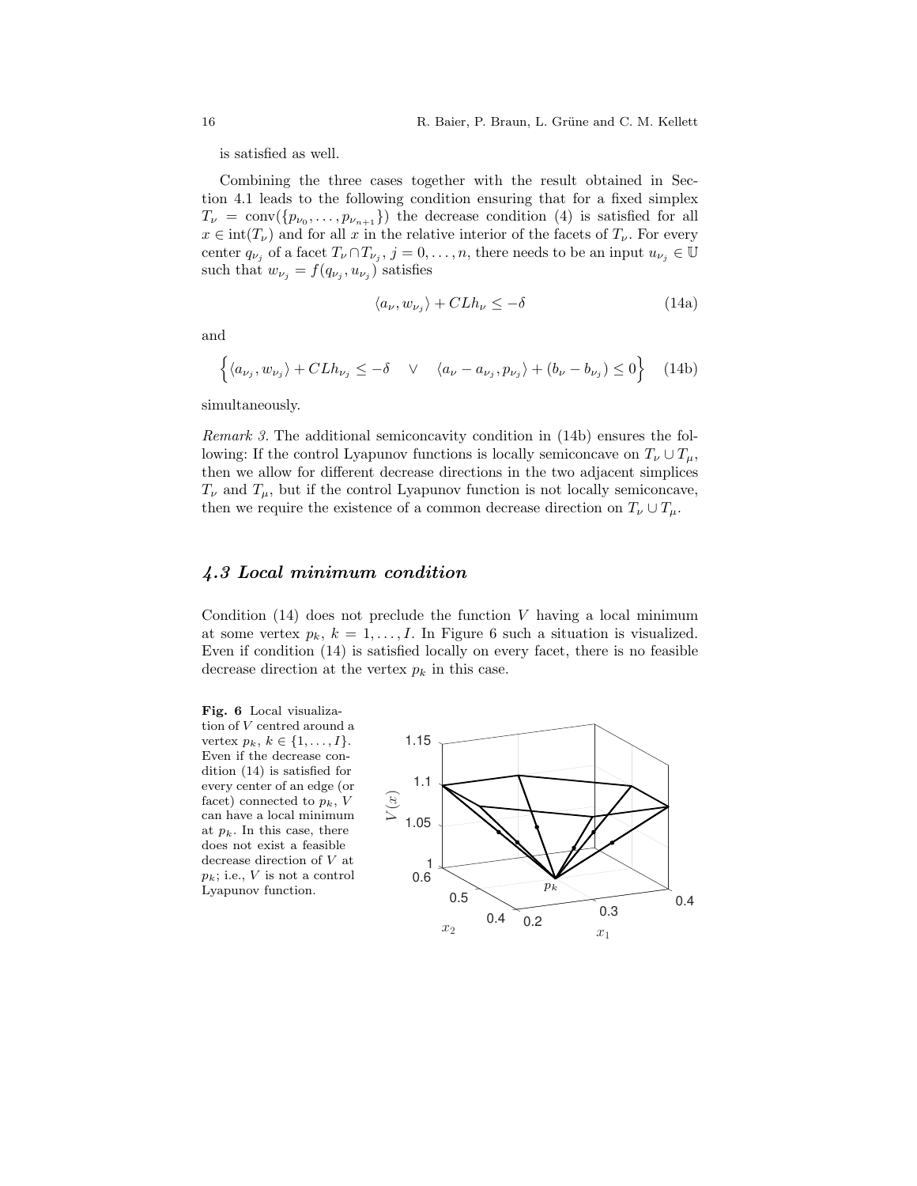is satisfied as well.

Combining the three cases together with the result obtained in Section 4.1 leads to the following condition ensuring that for a fixed simplex $T_\nu = \operatorname{conv}(\{p_{\nu_0}, \ldots, p_{\nu_{n+1}}\})$ the decrease condition (4) is satisfied for all $x \in \operatorname{int}(T_\nu)$ and for all $x$ in the relative interior of the facets of $T_\nu$. For every center $q_{\nu_j}$ of a facet $T_\nu \cap T_{\nu_j}$, $j = 0, \ldots, n$, there needs to be an input $u_{\nu_j} \in \mathbb{U}$ such that $w_{\nu_j} = f(q_{\nu_j}, u_{\nu_j})$ satisfies

$$\langle a_\nu, w_{\nu_j} \rangle + CLh_\nu \leq -\delta \tag{14a}$$

and

$$\Big\{ \langle a_{\nu_j}, w_{\nu_j} \rangle + CLh_{\nu_j} \leq -\delta \quad \vee \quad \langle a_\nu - a_{\nu_j}, p_{\nu_j} \rangle + (b_\nu - b_{\nu_j}) \leq 0 \Big\} \tag{14b}$$

simultaneously.

*Remark 3.* The additional semiconcavity condition in (14b) ensures the following: If the control Lyapunov functions is locally semiconcave on $T_\nu \cup T_\mu$, then we allow for different decrease directions in the two adjacent simplices $T_\nu$ and $T_\mu$, but if the control Lyapunov function is not locally semiconcave, then we require the existence of a common decrease direction on $T_\nu \cup T_\mu$.

### *4.3 Local minimum condition*

Condition (14) does not preclude the function $V$ having a local minimum at some vertex $p_k$, $k = 1, \ldots, I$. In Figure 6 such a situation is visualized. Even if condition (14) is satisfied locally on every facet, there is no feasible decrease direction at the vertex $p_k$ in this case.

**Fig. 6** Local visualization of $V$ centred around a vertex $p_k$, $k \in \{1, \ldots, I\}$. Even if the decrease condition (14) is satisfied for every center of an edge (or facet) connected to $p_k$, $V$ can have a local minimum at $p_k$. In this case, there does not exist a feasible decrease direction of $V$ at $p_k$; i.e., $V$ is not a control Lyapunov function.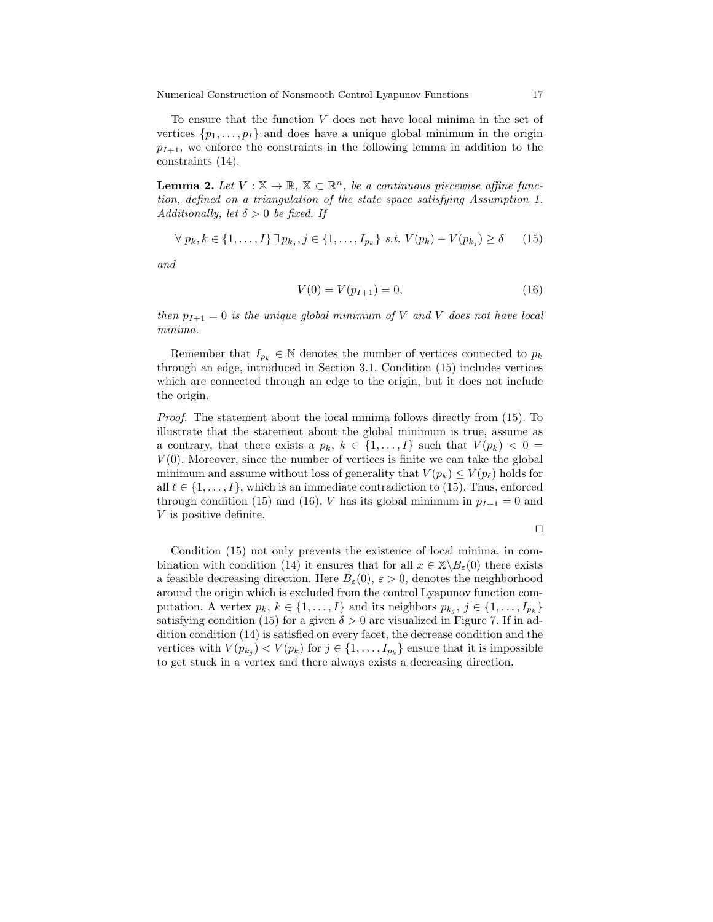To ensure that the function $V$ does not have local minima in the set of vertices $\{p_1, \ldots, p_I\}$ and does have a unique global minimum in the origin $p_{I+1}$, we enforce the constraints in the following lemma in addition to the constraints (14).

**Lemma 2.** *Let $V : \mathbb{X} \to \mathbb{R}$, $\mathbb{X} \subset \mathbb{R}^n$, be a continuous piecewise affine function, defined on a triangulation of the state space satisfying Assumption 1. Additionally, let $\delta > 0$ be fixed. If*

$$\forall\, p_k, k \in \{1, \ldots, I\}\, \exists\, p_{k_j}, j \in \{1, \ldots, I_{p_k}\} \text{ s.t. } V(p_k) - V(p_{k_j}) \geq \delta \tag{15}$$

*and*

$$V(0) = V(p_{I+1}) = 0, \tag{16}$$

*then $p_{I+1} = 0$ is the unique global minimum of $V$ and $V$ does not have local minima.*

Remember that $I_{p_k} \in \mathbb{N}$ denotes the number of vertices connected to $p_k$ through an edge, introduced in Section 3.1. Condition (15) includes vertices which are connected through an edge to the origin, but it does not include the origin.

*Proof.* The statement about the local minima follows directly from (15). To illustrate that the statement about the global minimum is true, assume as a contrary, that there exists a $p_k$, $k \in \{1, \ldots, I\}$ such that $V(p_k) < 0 = V(0)$. Moreover, since the number of vertices is finite we can take the global minimum and assume without loss of generality that $V(p_k) \leq V(p_\ell)$ holds for all $\ell \in \{1, \ldots, I\}$, which is an immediate contradiction to (15). Thus, enforced through condition (15) and (16), $V$ has its global minimum in $p_{I+1} = 0$ and $V$ is positive definite.

□

Condition (15) not only prevents the existence of local minima, in combination with condition (14) it ensures that for all $x \in \mathbb{X} \backslash B_\varepsilon(0)$ there exists a feasible decreasing direction. Here $B_\varepsilon(0)$, $\varepsilon > 0$, denotes the neighborhood around the origin which is excluded from the control Lyapunov function computation. A vertex $p_k$, $k \in \{1, \ldots, I\}$ and its neighbors $p_{k_j}$, $j \in \{1, \ldots, I_{p_k}\}$ satisfying condition (15) for a given $\delta > 0$ are visualized in Figure 7. If in addition condition (14) is satisfied on every facet, the decrease condition and the vertices with $V(p_{k_j}) < V(p_k)$ for $j \in \{1, \ldots, I_{p_k}\}$ ensure that it is impossible to get stuck in a vertex and there always exists a decreasing direction.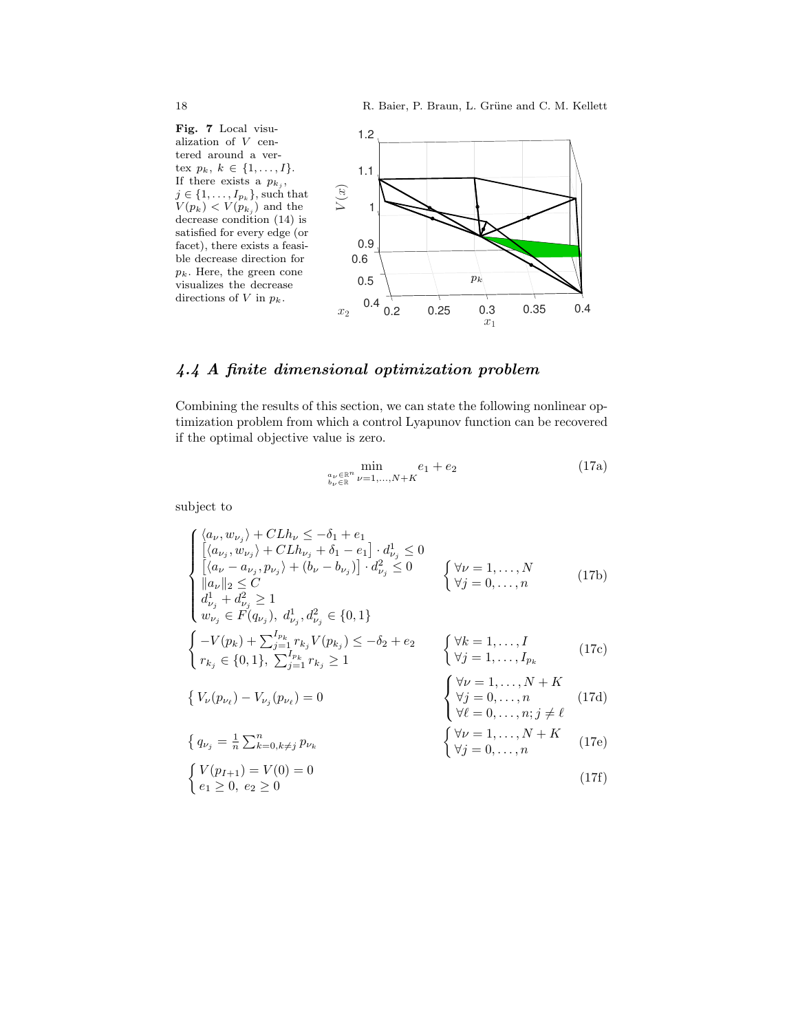**Fig. 7** Local visualization of $V$ centered around a vertex $p_k$, $k \in \{1, \ldots, I\}$. If there exists a $p_{k_j}$, $j \in \{1, \ldots, I_{p_k}\}$, such that $V(p_k) < V(p_{k_j})$ and the decrease condition (14) is satisfied for every edge (or facet), there exists a feasible decrease direction for $p_k$. Here, the green cone visualizes the decrease directions of $V$ in $p_k$.

### 4.4 A finite dimensional optimization problem

Combining the results of this section, we can state the following nonlinear optimization problem from which a control Lyapunov function can be recovered if the optimal objective value is zero.

$$\min_{\substack{a_\nu \in \mathbb{R}^n \\ b_\nu \in \mathbb{R}}} \ \nu=1,\ldots,N+K \quad e_1 + e_2 \tag{17a}$$

subject to

$$\begin{cases} \langle a_\nu, w_{\nu_j} \rangle + CLh_\nu \leq -\delta_1 + e_1 \\ \left[ \langle a_{\nu_j}, w_{\nu_j} \rangle + CLh_{\nu_j} + \delta_1 - e_1 \right] \cdot d^1_{\nu_j} \leq 0 \\ \left[ \langle a_\nu - a_{\nu_j}, p_{\nu_j} \rangle + (b_\nu - b_{\nu_j}) \right] \cdot d^2_{\nu_j} \leq 0 \\ \|a_\nu\|_2 \leq C \\ d^1_{\nu_j} + d^2_{\nu_j} \geq 1 \\ w_{\nu_j} \in F(q_{\nu_j}),\ d^1_{\nu_j}, d^2_{\nu_j} \in \{0,1\} \end{cases} \qquad \begin{cases} \forall \nu = 1, \ldots, N \\ \forall j = 0, \ldots, n \end{cases} \tag{17b}$$

$$\begin{cases} -V(p_k) + \sum_{j=1}^{I_{p_k}} r_{k_j} V(p_{k_j}) \leq -\delta_2 + e_2 \\ r_{k_j} \in \{0,1\},\ \sum_{j=1}^{I_{p_k}} r_{k_j} \geq 1 \end{cases} \qquad \begin{cases} \forall k = 1, \ldots, I \\ \forall j = 1, \ldots, I_{p_k} \end{cases} \tag{17c}$$

$$\left\{ V_\nu(p_{\nu_\ell}) - V_{\nu_j}(p_{\nu_\ell}) = 0 \right. \qquad \begin{cases} \forall \nu = 1, \ldots, N+K \\ \forall j = 0, \ldots, n \\ \forall \ell = 0, \ldots, n; j \neq \ell \end{cases} \tag{17d}$$

$$\left\{ q_{\nu_j} = \frac{1}{n} \sum_{k=0, k\neq j}^{n} p_{\nu_k} \right. \qquad \begin{cases} \forall \nu = 1, \ldots, N+K \\ \forall j = 0, \ldots, n \end{cases} \tag{17e}$$

$$\begin{cases} V(p_{I+1}) = V(0) = 0 \\ e_1 \geq 0,\ e_2 \geq 0 \end{cases} \tag{17f}$$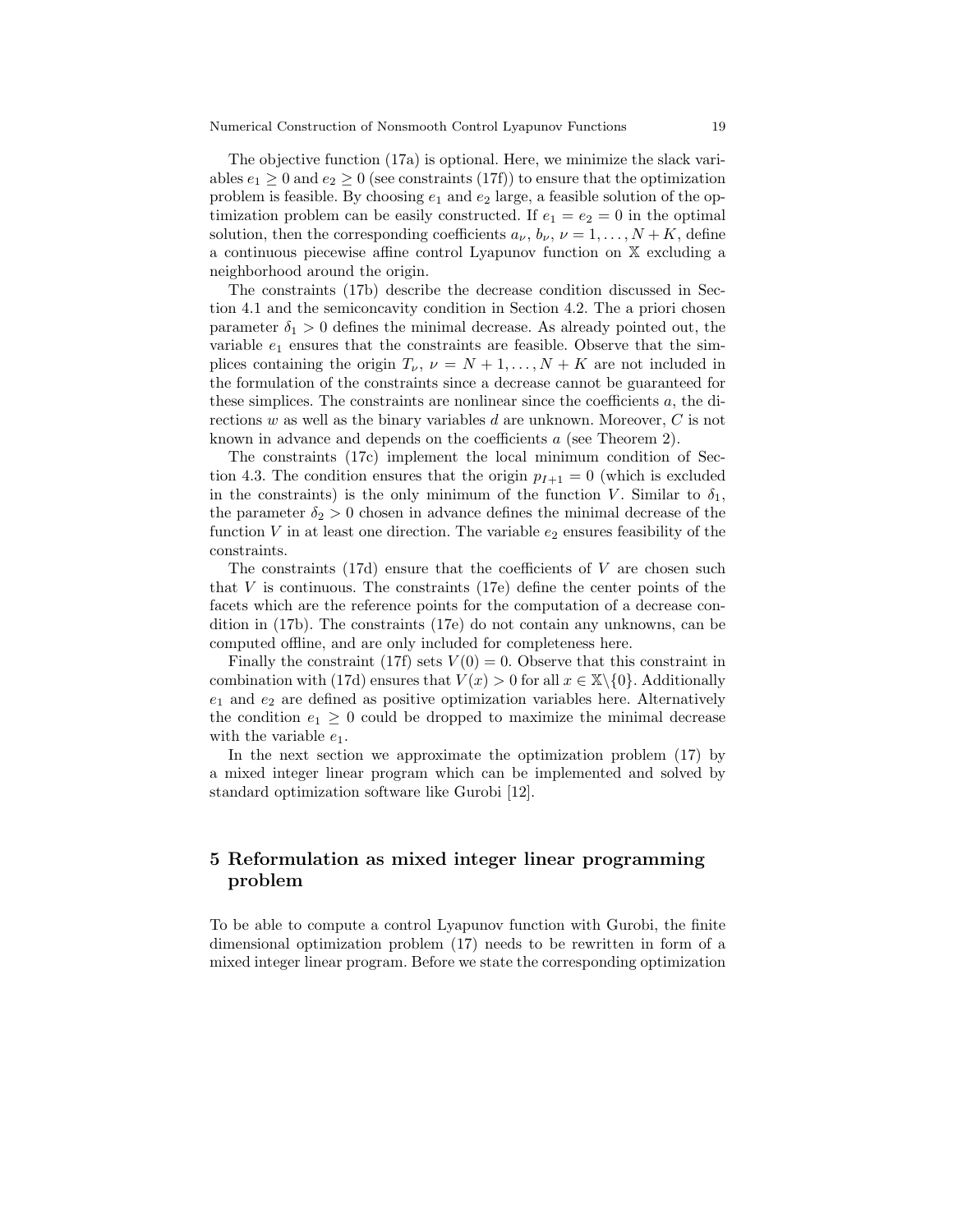The objective function (17a) is optional. Here, we minimize the slack variables $e_1 \geq 0$ and $e_2 \geq 0$ (see constraints (17f)) to ensure that the optimization problem is feasible. By choosing $e_1$ and $e_2$ large, a feasible solution of the optimization problem can be easily constructed. If $e_1 = e_2 = 0$ in the optimal solution, then the corresponding coefficients $a_\nu$, $b_\nu$, $\nu = 1, \ldots, N+K$, define a continuous piecewise affine control Lyapunov function on $\mathbb{X}$ excluding a neighborhood around the origin.

The constraints (17b) describe the decrease condition discussed in Section 4.1 and the semiconcavity condition in Section 4.2. The a priori chosen parameter $\delta_1 > 0$ defines the minimal decrease. As already pointed out, the variable $e_1$ ensures that the constraints are feasible. Observe that the simplices containing the origin $T_\nu$, $\nu = N+1, \ldots, N+K$ are not included in the formulation of the constraints since a decrease cannot be guaranteed for these simplices. The constraints are nonlinear since the coefficients $a$, the directions $w$ as well as the binary variables $d$ are unknown. Moreover, $C$ is not known in advance and depends on the coefficients $a$ (see Theorem 2).

The constraints (17c) implement the local minimum condition of Section 4.3. The condition ensures that the origin $p_{I+1} = 0$ (which is excluded in the constraints) is the only minimum of the function $V$. Similar to $\delta_1$, the parameter $\delta_2 > 0$ chosen in advance defines the minimal decrease of the function $V$ in at least one direction. The variable $e_2$ ensures feasibility of the constraints.

The constraints (17d) ensure that the coefficients of $V$ are chosen such that $V$ is continuous. The constraints (17e) define the center points of the facets which are the reference points for the computation of a decrease condition in (17b). The constraints (17e) do not contain any unknowns, can be computed offline, and are only included for completeness here.

Finally the constraint (17f) sets $V(0) = 0$. Observe that this constraint in combination with (17d) ensures that $V(x) > 0$ for all $x \in \mathbb{X}\backslash\{0\}$. Additionally $e_1$ and $e_2$ are defined as positive optimization variables here. Alternatively the condition $e_1 \geq 0$ could be dropped to maximize the minimal decrease with the variable $e_1$.

In the next section we approximate the optimization problem (17) by a mixed integer linear program which can be implemented and solved by standard optimization software like Gurobi [12].

## 5 Reformulation as mixed integer linear programming problem

To be able to compute a control Lyapunov function with Gurobi, the finite dimensional optimization problem (17) needs to be rewritten in form of a mixed integer linear program. Before we state the corresponding optimization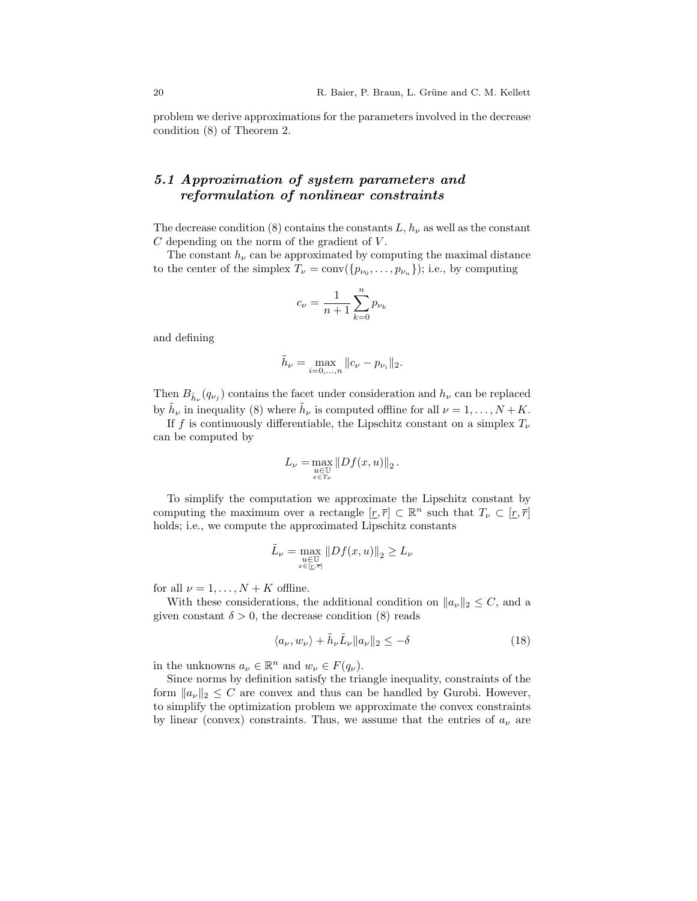problem we derive approximations for the parameters involved in the decrease condition (8) of Theorem 2.

## *5.1 Approximation of system parameters and reformulation of nonlinear constraints*

The decrease condition (8) contains the constants $L$, $h_\nu$ as well as the constant $C$ depending on the norm of the gradient of $V$.

The constant $h_\nu$ can be approximated by computing the maximal distance to the center of the simplex $T_\nu = \text{conv}(\{p_{\nu_0}, \ldots, p_{\nu_n}\})$; i.e., by computing

$$c_\nu = \frac{1}{n+1}\sum_{k=0}^{n} p_{\nu_k}$$

and defining

$$\tilde{h}_\nu = \max_{i=0,\ldots,n} \|c_\nu - p_{\nu_i}\|_2.$$

Then $B_{\tilde{h}_\nu}(q_{\nu_j})$ contains the facet under consideration and $h_\nu$ can be replaced by $\tilde{h}_\nu$ in inequality (8) where $\tilde{h}_\nu$ is computed offline for all $\nu = 1, \ldots, N+K$.

If $f$ is continuously differentiable, the Lipschitz constant on a simplex $T_\nu$ can be computed by

$$L_\nu = \max_{\substack{u \in \mathbb{U} \\ x \in T_\nu}} \|Df(x,u)\|_2 \,.$$

To simplify the computation we approximate the Lipschitz constant by computing the maximum over a rectangle $[\underline{r}, \overline{r}] \subset \mathbb{R}^n$ such that $T_\nu \subset [\underline{r}, \overline{r}]$ holds; i.e., we compute the approximated Lipschitz constants

$$\tilde{L}_\nu = \max_{\substack{u \in \mathbb{U} \\ x \in [\underline{r}, \overline{r}]}} \|Df(x,u)\|_2 \geq L_\nu$$

for all $\nu = 1, \ldots, N+K$ offline.

With these considerations, the additional condition on $\|a_\nu\|_2 \leq C$, and a given constant $\delta > 0$, the decrease condition (8) reads

$$\langle a_\nu, w_\nu \rangle + \tilde{h}_\nu \tilde{L}_\nu \|a_\nu\|_2 \leq -\delta \tag{18}$$

in the unknowns $a_\nu \in \mathbb{R}^n$ and $w_\nu \in F(q_\nu)$.

Since norms by definition satisfy the triangle inequality, constraints of the form $\|a_\nu\|_2 \leq C$ are convex and thus can be handled by Gurobi. However, to simplify the optimization problem we approximate the convex constraints by linear (convex) constraints. Thus, we assume that the entries of $a_\nu$ are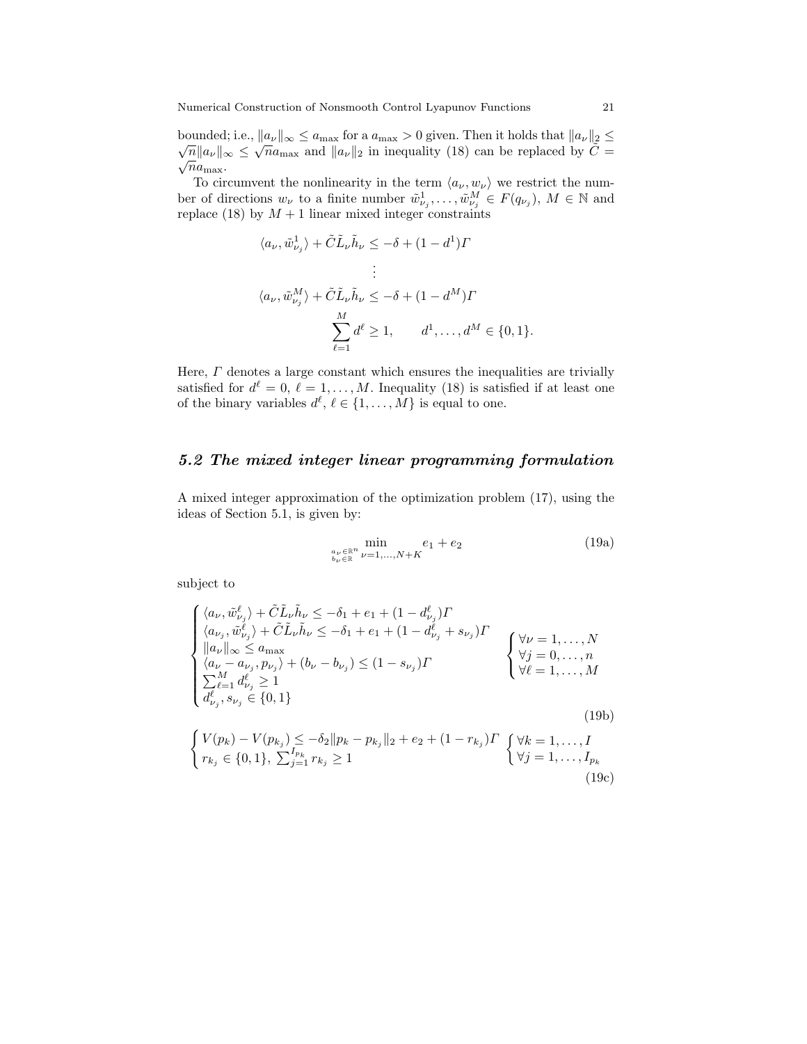bounded; i.e., $\|a_\nu\|_\infty \leq a_{\max}$ for a $a_{\max} > 0$ given. Then it holds that $\|a_\nu\|_2 \leq \sqrt{n}\|a_\nu\|_\infty \leq \sqrt{n}a_{\max}$ and $\|a_\nu\|_2$ in inequality (18) can be replaced by $\tilde{C} = \sqrt{n}a_{\max}$.

To circumvent the nonlinearity in the term $\langle a_\nu, w_\nu \rangle$ we restrict the number of directions $w_\nu$ to a finite number $\tilde{w}^1_{\nu_j}, \ldots, \tilde{w}^M_{\nu_j} \in F(q_{\nu_j})$, $M \in \mathbb{N}$ and replace (18) by $M+1$ linear mixed integer constraints

$$
\begin{aligned}
\langle a_\nu, \tilde{w}^1_{\nu_j} \rangle + \tilde{C}\tilde{L}_\nu \tilde{h}_\nu &\leq -\delta + (1-d^1)\Gamma \\
&\vdots \\
\langle a_\nu, \tilde{w}^M_{\nu_j} \rangle + \tilde{C}\tilde{L}_\nu \tilde{h}_\nu &\leq -\delta + (1-d^M)\Gamma \\
\sum_{\ell=1}^{M} d^\ell \geq 1, &\qquad d^1, \ldots, d^M \in \{0,1\}.
\end{aligned}
$$

Here, $\Gamma$ denotes a large constant which ensures the inequalities are trivially satisfied for $d^\ell = 0$, $\ell = 1, \ldots, M$. Inequality (18) is satisfied if at least one of the binary variables $d^\ell$, $\ell \in \{1, \ldots, M\}$ is equal to one.

## 5.2 The mixed integer linear programming formulation

A mixed integer approximation of the optimization problem (17), using the ideas of Section 5.1, is given by:

$$
\min_{\substack{a_\nu \in \mathbb{R}^n \\ b_\nu \in \mathbb{R}}\ \nu=1,\ldots,N+K} e_1 + e_2 \tag{19a}
$$

subject to

$$
\begin{cases}
\langle a_\nu, \tilde{w}^\ell_{\nu_j} \rangle + \tilde{C}\tilde{L}_\nu \tilde{h}_\nu \leq -\delta_1 + e_1 + (1-d^\ell_{\nu_j})\Gamma \\
\langle a_{\nu_j}, \tilde{w}^\ell_{\nu_j} \rangle + \tilde{C}\tilde{L}_\nu \tilde{h}_\nu \leq -\delta_1 + e_1 + (1-d^\ell_{\nu_j} + s_{\nu_j})\Gamma \\
\|a_\nu\|_\infty \leq a_{\max} \\
\langle a_\nu - a_{\nu_j}, p_{\nu_j} \rangle + (b_\nu - b_{\nu_j}) \leq (1-s_{\nu_j})\Gamma \\
\sum_{\ell=1}^{M} d^\ell_{\nu_j} \geq 1 \\
d^\ell_{\nu_j}, s_{\nu_j} \in \{0,1\}
\end{cases}
\quad
\begin{cases}
\forall \nu = 1, \ldots, N \\
\forall j = 0, \ldots, n \\
\forall \ell = 1, \ldots, M
\end{cases}
\tag{19b}
$$

$$
\begin{cases}
V(p_k) - V(p_{k_j}) \leq -\delta_2 \|p_k - p_{k_j}\|_2 + e_2 + (1-r_{k_j})\Gamma \\
r_{k_j} \in \{0,1\},\ \sum_{j=1}^{I_{p_k}} r_{k_j} \geq 1
\end{cases}
\quad
\begin{cases}
\forall k = 1, \ldots, I \\
\forall j = 1, \ldots, I_{p_k}
\end{cases}
\tag{19c}
$$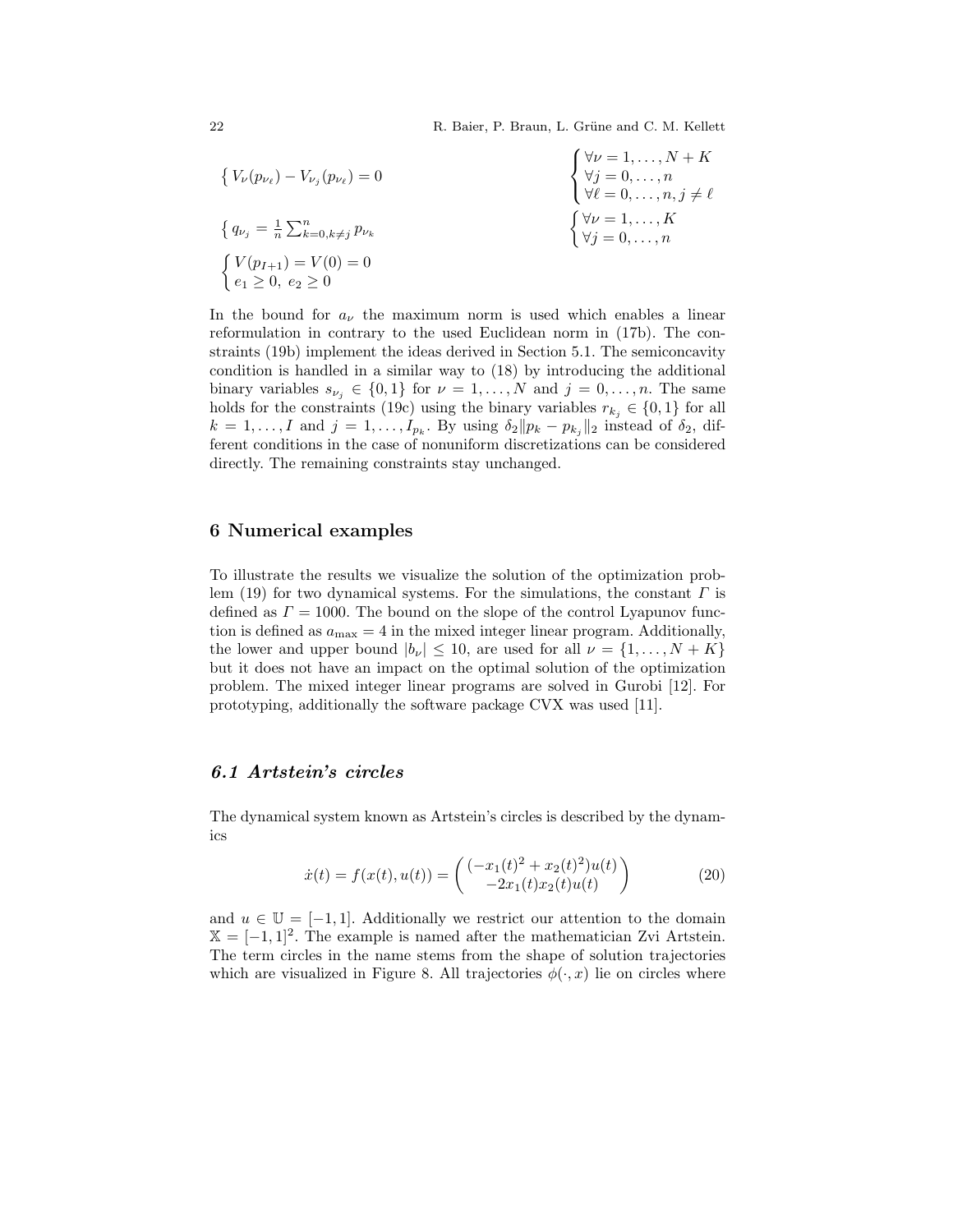$$
\left\{ V_\nu(p_{\nu_\ell}) - V_{\nu_j}(p_{\nu_\ell}) = 0 \right. \qquad \left\{ \begin{array}{l} \forall \nu = 1, \ldots, N+K \\ \forall j = 0, \ldots, n \\ \forall \ell = 0, \ldots, n, j \neq \ell \end{array} \right.
$$

$$
\left\{ q_{\nu_j} = \tfrac{1}{n} \sum_{k=0, k\neq j}^{n} p_{\nu_k} \right. \qquad \left\{ \begin{array}{l} \forall \nu = 1, \ldots, K \\ \forall j = 0, \ldots, n \end{array} \right.
$$

$$
\left\{ \begin{array}{l} V(p_{I+1}) = V(0) = 0 \\ e_1 \geq 0,\ e_2 \geq 0 \end{array} \right.
$$

In the bound for $a_\nu$ the maximum norm is used which enables a linear reformulation in contrary to the used Euclidean norm in (17b). The constraints (19b) implement the ideas derived in Section 5.1. The semiconcavity condition is handled in a similar way to (18) by introducing the additional binary variables $s_{\nu_j} \in \{0, 1\}$ for $\nu = 1, \ldots, N$ and $j = 0, \ldots, n$. The same holds for the constraints (19c) using the binary variables $r_{k_j} \in \{0, 1\}$ for all $k = 1, \ldots, I$ and $j = 1, \ldots, I_{p_k}$. By using $\delta_2 \|p_k - p_{k_j}\|_2$ instead of $\delta_2$, different conditions in the case of nonuniform discretizations can be considered directly. The remaining constraints stay unchanged.

## 6 Numerical examples

To illustrate the results we visualize the solution of the optimization problem (19) for two dynamical systems. For the simulations, the constant $\Gamma$ is defined as $\Gamma = 1000$. The bound on the slope of the control Lyapunov function is defined as $a_{\max} = 4$ in the mixed integer linear program. Additionally, the lower and upper bound $|b_\nu| \leq 10$, are used for all $\nu = \{1, \ldots, N+K\}$ but it does not have an impact on the optimal solution of the optimization problem. The mixed integer linear programs are solved in Gurobi [12]. For prototyping, additionally the software package CVX was used [11].

### *6.1 Artstein's circles*

The dynamical system known as Artstein's circles is described by the dynamics

$$
\dot{x}(t) = f(x(t), u(t)) = \begin{pmatrix} (-x_1(t)^2 + x_2(t)^2)u(t) \\ -2x_1(t)x_2(t)u(t) \end{pmatrix} \tag{20}
$$

and $u \in \mathbb{U} = [-1, 1]$. Additionally we restrict our attention to the domain $\mathbb{X} = [-1, 1]^2$. The example is named after the mathematician Zvi Artstein. The term circles in the name stems from the shape of solution trajectories which are visualized in Figure 8. All trajectories $\phi(\cdot, x)$ lie on circles where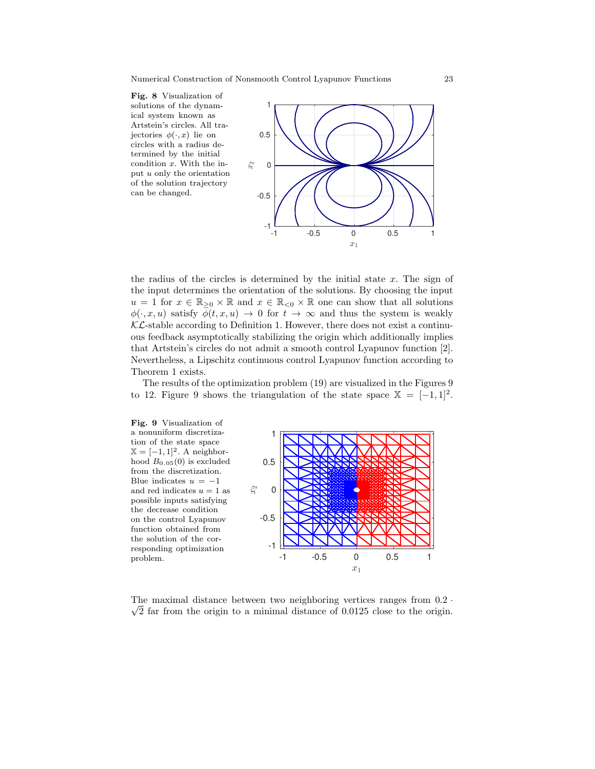**Fig. 8** Visualization of solutions of the dynamical system known as Artstein's circles. All trajectories $\phi(\cdot, x)$ lie on circles with a radius determined by the initial condition $x$. With the input $u$ only the orientation of the solution trajectory can be changed.

the radius of the circles is determined by the initial state $x$. The sign of the input determines the orientation of the solutions. By choosing the input $u = 1$ for $x \in \mathbb{R}_{\geq 0} \times \mathbb{R}$ and $x \in \mathbb{R}_{<0} \times \mathbb{R}$ one can show that all solutions $\phi(\cdot, x, u)$ satisfy $\phi(t, x, u) \to 0$ for $t \to \infty$ and thus the system is weakly $\mathcal{KL}$-stable according to Definition 1. However, there does not exist a continuous feedback asymptotically stabilizing the origin which additionally implies that Artstein's circles do not admit a smooth control Lyapunov function [2]. Nevertheless, a Lipschitz continuous control Lyapunov function according to Theorem 1 exists.

The results of the optimization problem (19) are visualized in the Figures 9 to 12. Figure 9 shows the triangulation of the state space $\mathbb{X} = [-1, 1]^2$.

**Fig. 9** Visualization of a nonuniform discretization of the state space $\mathbb{X} = [-1, 1]^2$. A neighborhood $B_{0.05}(0)$ is excluded from the discretization. Blue indicates $u = -1$ and red indicates $u = 1$ as possible inputs satisfying the decrease condition on the control Lyapunov function obtained from the solution of the corresponding optimization problem.

The maximal distance between two neighboring vertices ranges from $0.2 \cdot \sqrt{2}$ far from the origin to a minimal distance of $0.0125$ close to the origin.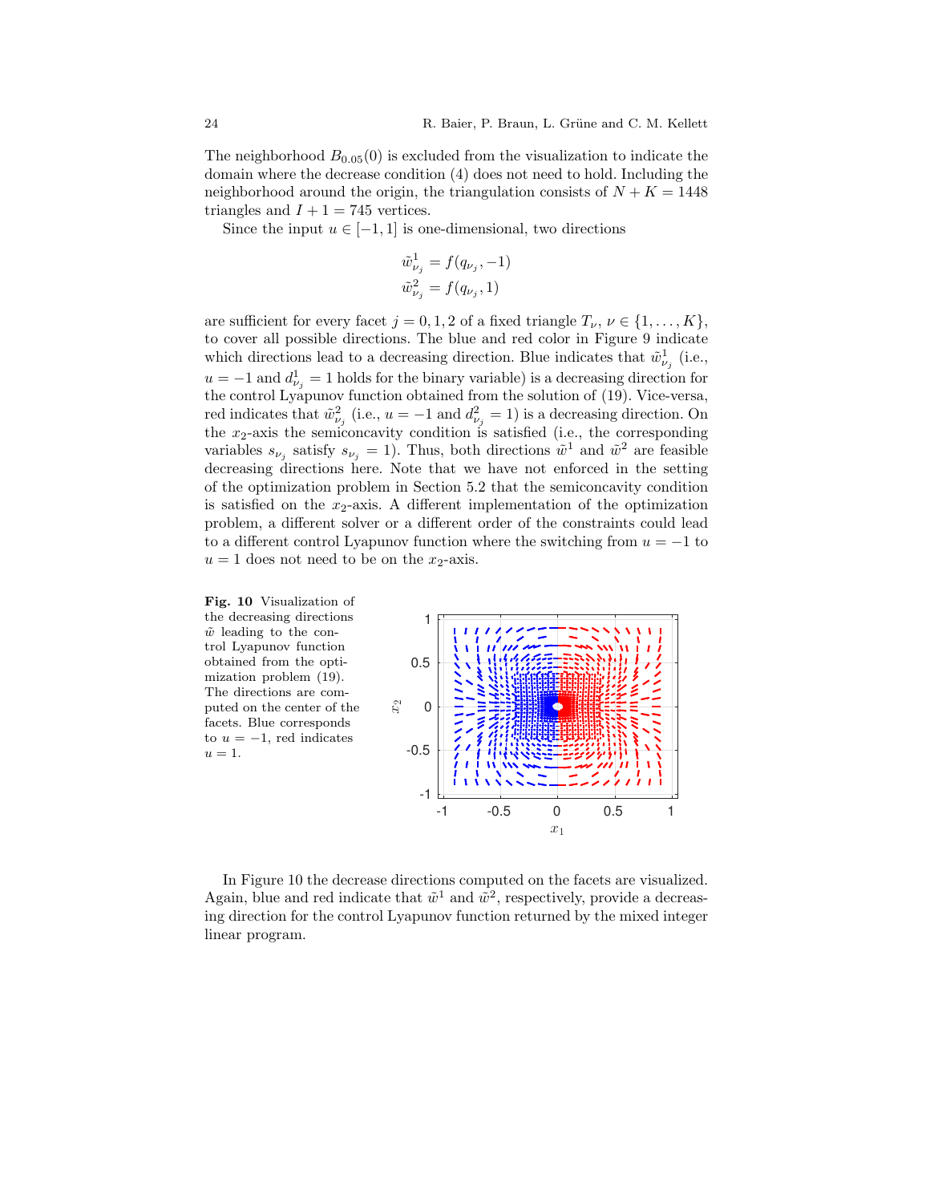The neighborhood $B_{0.05}(0)$ is excluded from the visualization to indicate the domain where the decrease condition (4) does not need to hold. Including the neighborhood around the origin, the triangulation consists of $N + K = 1448$ triangles and $I + 1 = 745$ vertices.

Since the input $u \in [-1, 1]$ is one-dimensional, two directions

$$\tilde{w}^1_{\nu_j} = f(q_{\nu_j}, -1)$$
$$\tilde{w}^2_{\nu_j} = f(q_{\nu_j}, 1)$$

are sufficient for every facet $j = 0, 1, 2$ of a fixed triangle $T_\nu$, $\nu \in \{1, \dots, K\}$, to cover all possible directions. The blue and red color in Figure 9 indicate which directions lead to a decreasing direction. Blue indicates that $\tilde{w}^1_{\nu_j}$ (i.e., $u = -1$ and $d^1_{\nu_j} = 1$ holds for the binary variable) is a decreasing direction for the control Lyapunov function obtained from the solution of (19). Vice-versa, red indicates that $\tilde{w}^2_{\nu_j}$ (i.e., $u = -1$ and $d^2_{\nu_j} = 1$) is a decreasing direction. On the $x_2$-axis the semiconcavity condition is satisfied (i.e., the corresponding variables $s_{\nu_j}$ satisfy $s_{\nu_j} = 1$). Thus, both directions $\tilde{w}^1$ and $\tilde{w}^2$ are feasible decreasing directions here. Note that we have not enforced in the setting of the optimization problem in Section 5.2 that the semiconcavity condition is satisfied on the $x_2$-axis. A different implementation of the optimization problem, a different solver or a different order of the constraints could lead to a different control Lyapunov function where the switching from $u = -1$ to $u = 1$ does not need to be on the $x_2$-axis.

**Fig. 10** Visualization of the decreasing directions $\tilde{w}$ leading to the control Lyapunov function obtained from the optimization problem (19). The directions are computed on the center of the facets. Blue corresponds to $u = -1$, red indicates $u = 1$.

In Figure 10 the decrease directions computed on the facets are visualized. Again, blue and red indicate that $\tilde{w}^1$ and $\tilde{w}^2$, respectively, provide a decreasing direction for the control Lyapunov function returned by the mixed integer linear program.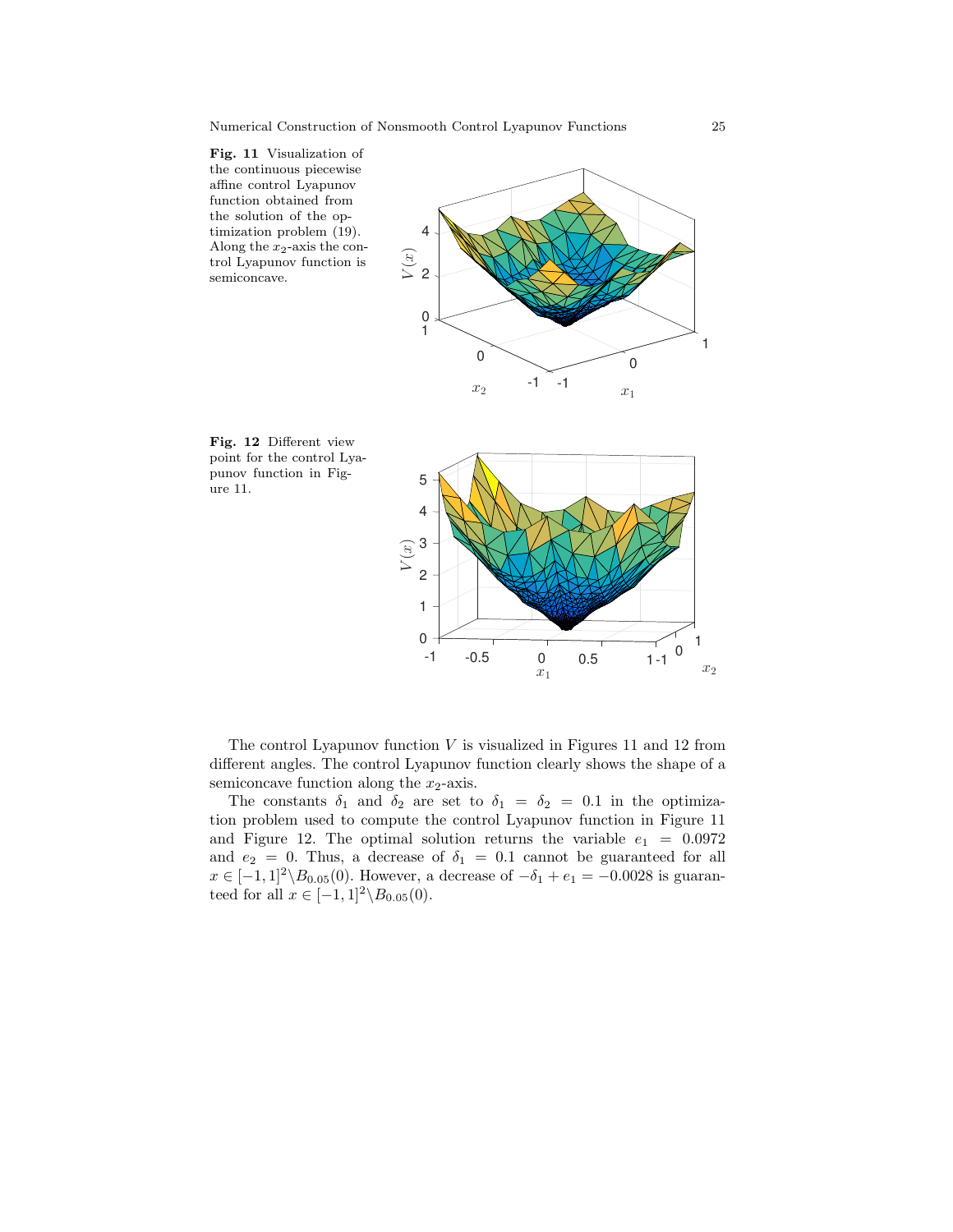**Fig. 11** Visualization of the continuous piecewise affine control Lyapunov function obtained from the solution of the optimization problem (19). Along the $x_2$-axis the control Lyapunov function is semiconcave.

**Fig. 12** Different view point for the control Lyapunov function in Figure 11.

The control Lyapunov function $V$ is visualized in Figures 11 and 12 from different angles. The control Lyapunov function clearly shows the shape of a semiconcave function along the $x_2$-axis.

The constants $\delta_1$ and $\delta_2$ are set to $\delta_1 = \delta_2 = 0.1$ in the optimization problem used to compute the control Lyapunov function in Figure 11 and Figure 12. The optimal solution returns the variable $e_1 = 0.0972$ and $e_2 = 0$. Thus, a decrease of $\delta_1 = 0.1$ cannot be guaranteed for all $x \in [-1,1]^2 \backslash B_{0.05}(0)$. However, a decrease of $-\delta_1 + e_1 = -0.0028$ is guaranteed for all $x \in [-1,1]^2 \backslash B_{0.05}(0)$.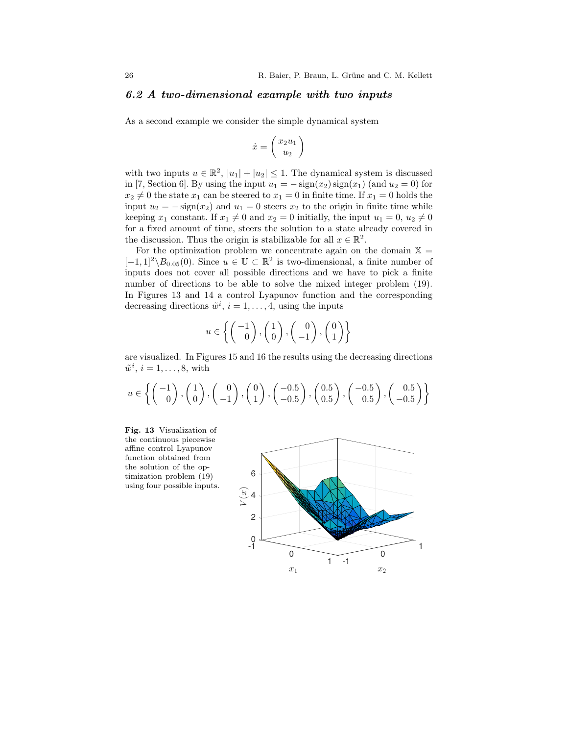### 6.2 A two-dimensional example with two inputs

As a second example we consider the simple dynamical system

$$\dot{x} = \begin{pmatrix} x_2 u_1 \\ u_2 \end{pmatrix}$$

with two inputs $u \in \mathbb{R}^2$, $|u_1| + |u_2| \leq 1$. The dynamical system is discussed in [7, Section 6]. By using the input $u_1 = -\operatorname{sign}(x_2)\operatorname{sign}(x_1)$ (and $u_2 = 0$) for $x_2 \neq 0$ the state $x_1$ can be steered to $x_1 = 0$ in finite time. If $x_1 = 0$ holds the input $u_2 = -\operatorname{sign}(x_2)$ and $u_1 = 0$ steers $x_2$ to the origin in finite time while keeping $x_1$ constant. If $x_1 \neq 0$ and $x_2 = 0$ initially, the input $u_1 = 0$, $u_2 \neq 0$ for a fixed amount of time, steers the solution to a state already covered in the discussion. Thus the origin is stabilizable for all $x \in \mathbb{R}^2$.

For the optimization problem we concentrate again on the domain $\mathbb{X} = [-1,1]^2 \backslash B_{0.05}(0)$. Since $u \in \mathbb{U} \subset \mathbb{R}^2$ is two-dimensional, a finite number of inputs does not cover all possible directions and we have to pick a finite number of directions to be able to solve the mixed integer problem (19). In Figures 13 and 14 a control Lyapunov function and the corresponding decreasing directions $\tilde{w}^i$, $i = 1, \ldots, 4$, using the inputs

$$u \in \left\{ \begin{pmatrix} -1 \\ 0 \end{pmatrix}, \begin{pmatrix} 1 \\ 0 \end{pmatrix}, \begin{pmatrix} 0 \\ -1 \end{pmatrix}, \begin{pmatrix} 0 \\ 1 \end{pmatrix} \right\}$$

are visualized. In Figures 15 and 16 the results using the decreasing directions $\tilde{w}^i$, $i = 1, \ldots, 8$, with

$$u \in \left\{ \begin{pmatrix} -1 \\ 0 \end{pmatrix}, \begin{pmatrix} 1 \\ 0 \end{pmatrix}, \begin{pmatrix} 0 \\ -1 \end{pmatrix}, \begin{pmatrix} 0 \\ 1 \end{pmatrix}, \begin{pmatrix} -0.5 \\ -0.5 \end{pmatrix}, \begin{pmatrix} 0.5 \\ 0.5 \end{pmatrix}, \begin{pmatrix} -0.5 \\ 0.5 \end{pmatrix}, \begin{pmatrix} 0.5 \\ -0.5 \end{pmatrix} \right\}$$

**Fig. 13** Visualization of the continuous piecewise affine control Lyapunov function obtained from the solution of the optimization problem (19) using four possible inputs.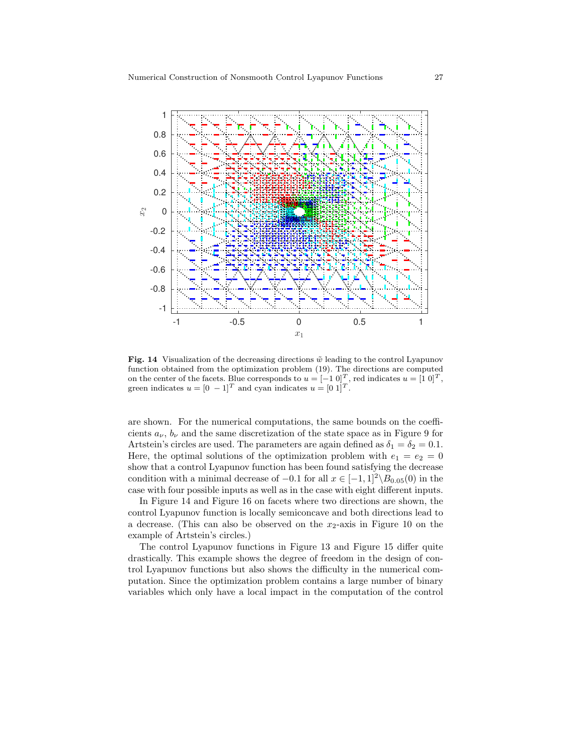**Fig. 14** Visualization of the decreasing directions $\tilde{w}$ leading to the control Lyapunov function obtained from the optimization problem (19). The directions are computed on the center of the facets. Blue corresponds to $u = [-1\ 0]^T$, red indicates $u = [1\ 0]^T$, green indicates $u = [0\ -1]^T$ and cyan indicates $u = [0\ 1]^T$.

are shown. For the numerical computations, the same bounds on the coefficients $a_\nu$, $b_\nu$ and the same discretization of the state space as in Figure 9 for Artstein's circles are used. The parameters are again defined as $\delta_1 = \delta_2 = 0.1$. Here, the optimal solutions of the optimization problem with $e_1 = e_2 = 0$ show that a control Lyapunov function has been found satisfying the decrease condition with a minimal decrease of $-0.1$ for all $x \in [-1, 1]^2 \backslash B_{0.05}(0)$ in the case with four possible inputs as well as in the case with eight different inputs.

In Figure 14 and Figure 16 on facets where two directions are shown, the control Lyapunov function is locally semiconcave and both directions lead to a decrease. (This can also be observed on the $x_2$-axis in Figure 10 on the example of Artstein's circles.)

The control Lyapunov functions in Figure 13 and Figure 15 differ quite drastically. This example shows the degree of freedom in the design of control Lyapunov functions but also shows the difficulty in the numerical computation. Since the optimization problem contains a large number of binary variables which only have a local impact in the computation of the control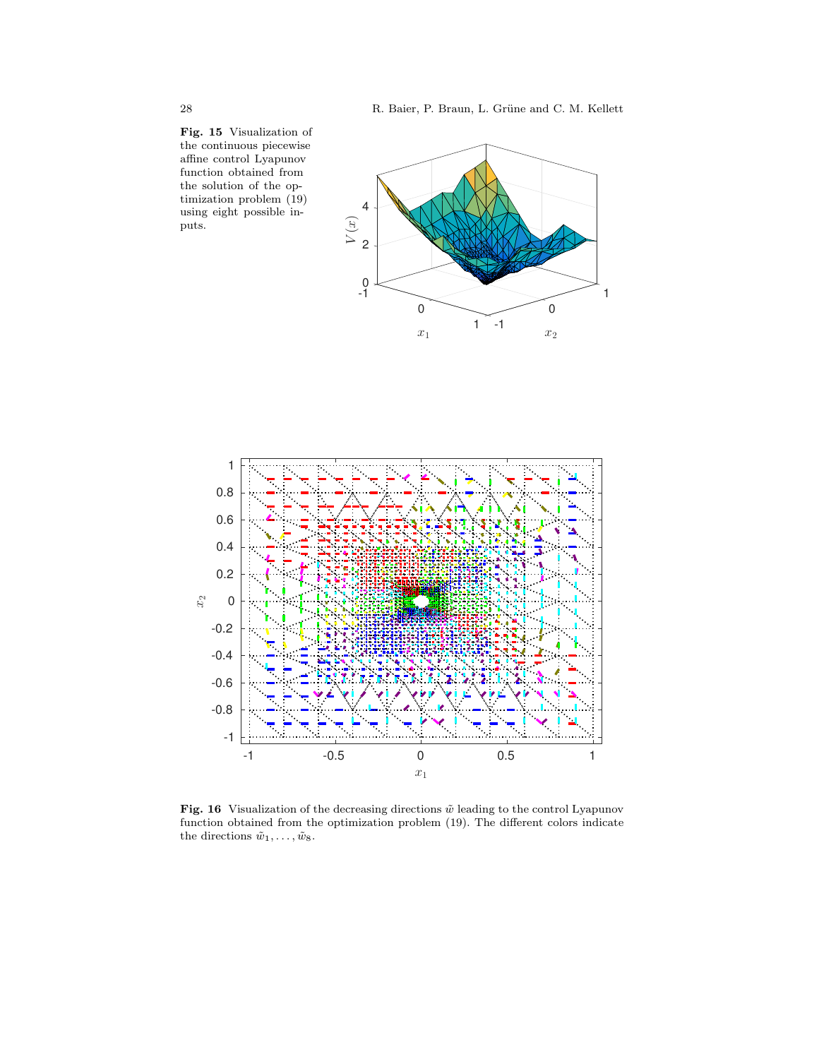**Fig. 15** Visualization of the continuous piecewise affine control Lyapunov function obtained from the solution of the optimization problem (19) using eight possible inputs.

**Fig. 16** Visualization of the decreasing directions $\tilde{w}$ leading to the control Lyapunov function obtained from the optimization problem (19). The different colors indicate the directions $\tilde{w}_1, \ldots, \tilde{w}_8$.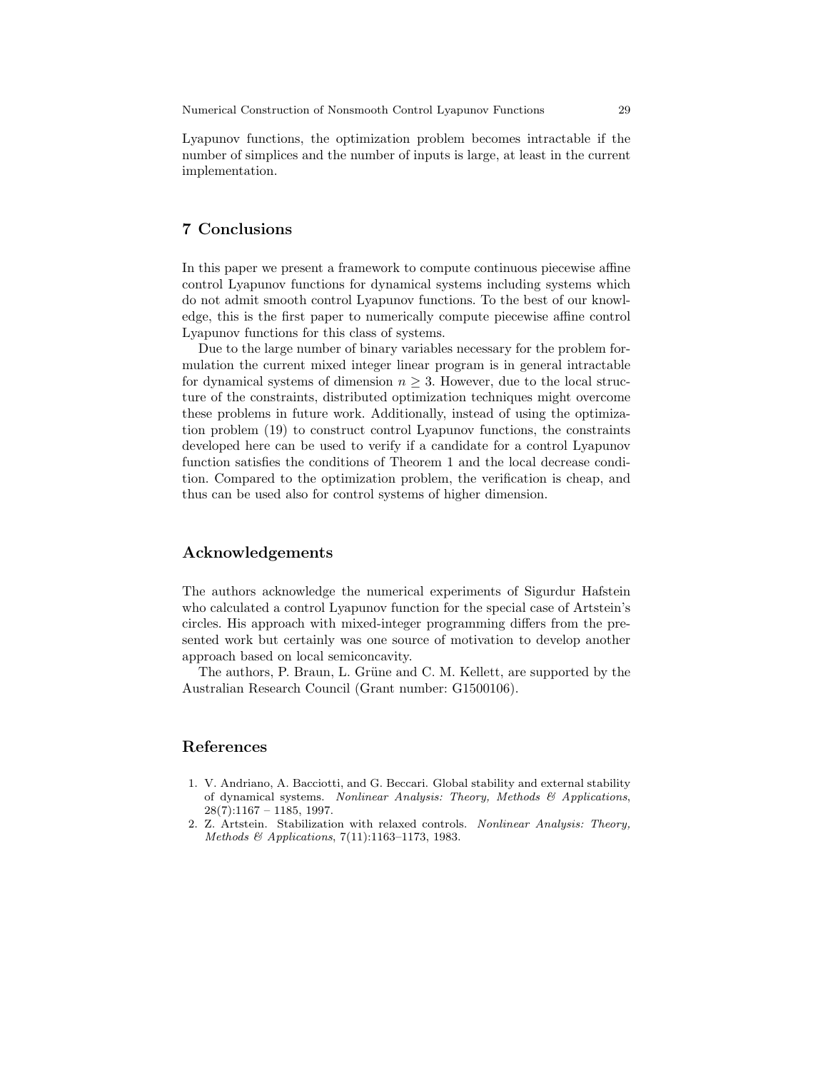Lyapunov functions, the optimization problem becomes intractable if the number of simplices and the number of inputs is large, at least in the current implementation.

## 7 Conclusions

In this paper we present a framework to compute continuous piecewise affine control Lyapunov functions for dynamical systems including systems which do not admit smooth control Lyapunov functions. To the best of our knowledge, this is the first paper to numerically compute piecewise affine control Lyapunov functions for this class of systems.

Due to the large number of binary variables necessary for the problem formulation the current mixed integer linear program is in general intractable for dynamical systems of dimension $n \geq 3$. However, due to the local structure of the constraints, distributed optimization techniques might overcome these problems in future work. Additionally, instead of using the optimization problem (19) to construct control Lyapunov functions, the constraints developed here can be used to verify if a candidate for a control Lyapunov function satisfies the conditions of Theorem 1 and the local decrease condition. Compared to the optimization problem, the verification is cheap, and thus can be used also for control systems of higher dimension.

## Acknowledgements

The authors acknowledge the numerical experiments of Sigurdur Hafstein who calculated a control Lyapunov function for the special case of Artstein's circles. His approach with mixed-integer programming differs from the presented work but certainly was one source of motivation to develop another approach based on local semiconcavity.

The authors, P. Braun, L. Grüne and C. M. Kellett, are supported by the Australian Research Council (Grant number: G1500106).

## References

1. V. Andriano, A. Bacciotti, and G. Beccari. Global stability and external stability of dynamical systems. *Nonlinear Analysis: Theory, Methods & Applications*, 28(7):1167 – 1185, 1997.
2. Z. Artstein. Stabilization with relaxed controls. *Nonlinear Analysis: Theory, Methods & Applications*, 7(11):1163–1173, 1983.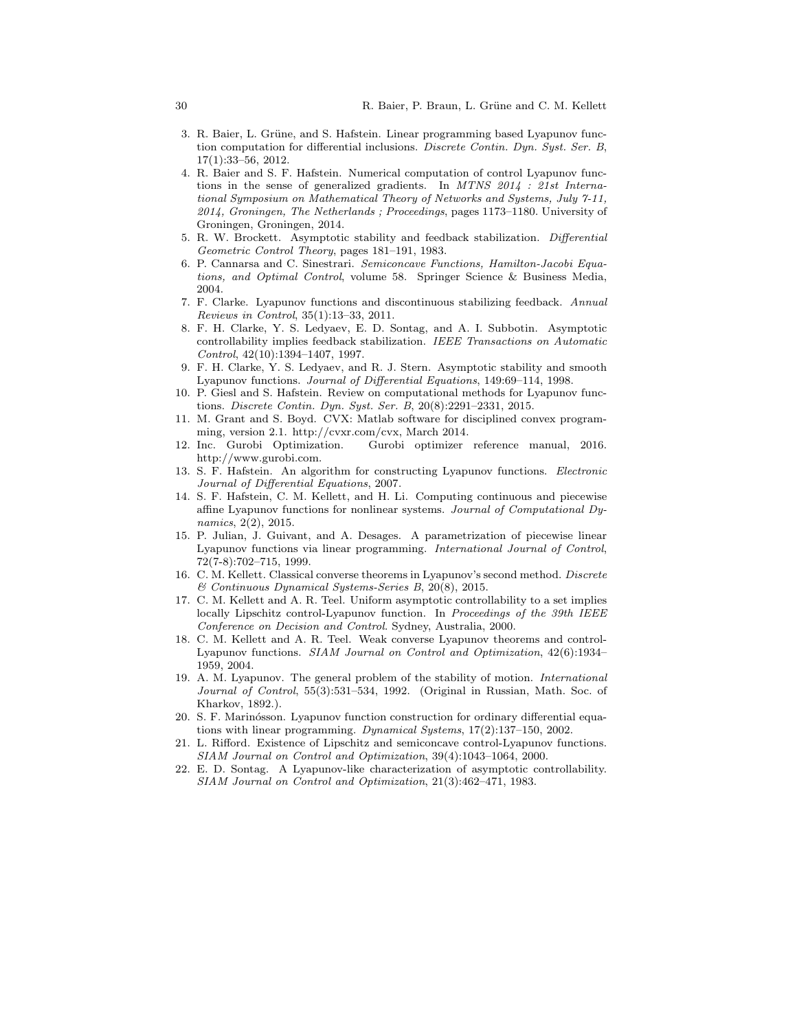3. R. Baier, L. Grüne, and S. Hafstein. Linear programming based Lyapunov function computation for differential inclusions. *Discrete Contin. Dyn. Syst. Ser. B*, 17(1):33–56, 2012.
4. R. Baier and S. F. Hafstein. Numerical computation of control Lyapunov functions in the sense of generalized gradients. In *MTNS 2014 : 21st International Symposium on Mathematical Theory of Networks and Systems, July 7-11, 2014, Groningen, The Netherlands ; Proceedings*, pages 1173–1180. University of Groningen, Groningen, 2014.
5. R. W. Brockett. Asymptotic stability and feedback stabilization. *Differential Geometric Control Theory*, pages 181–191, 1983.
6. P. Cannarsa and C. Sinestrari. *Semiconcave Functions, Hamilton-Jacobi Equations, and Optimal Control*, volume 58. Springer Science & Business Media, 2004.
7. F. Clarke. Lyapunov functions and discontinuous stabilizing feedback. *Annual Reviews in Control*, 35(1):13–33, 2011.
8. F. H. Clarke, Y. S. Ledyaev, E. D. Sontag, and A. I. Subbotin. Asymptotic controllability implies feedback stabilization. *IEEE Transactions on Automatic Control*, 42(10):1394–1407, 1997.
9. F. H. Clarke, Y. S. Ledyaev, and R. J. Stern. Asymptotic stability and smooth Lyapunov functions. *Journal of Differential Equations*, 149:69–114, 1998.
10. P. Giesl and S. Hafstein. Review on computational methods for Lyapunov functions. *Discrete Contin. Dyn. Syst. Ser. B*, 20(8):2291–2331, 2015.
11. M. Grant and S. Boyd. CVX: Matlab software for disciplined convex programming, version 2.1. http://cvxr.com/cvx, March 2014.
12. Inc. Gurobi Optimization. Gurobi optimizer reference manual, 2016. http://www.gurobi.com.
13. S. F. Hafstein. An algorithm for constructing Lyapunov functions. *Electronic Journal of Differential Equations*, 2007.
14. S. F. Hafstein, C. M. Kellett, and H. Li. Computing continuous and piecewise affine Lyapunov functions for nonlinear systems. *Journal of Computational Dynamics*, 2(2), 2015.
15. P. Julian, J. Guivant, and A. Desages. A parametrization of piecewise linear Lyapunov functions via linear programming. *International Journal of Control*, 72(7-8):702–715, 1999.
16. C. M. Kellett. Classical converse theorems in Lyapunov's second method. *Discrete & Continuous Dynamical Systems-Series B*, 20(8), 2015.
17. C. M. Kellett and A. R. Teel. Uniform asymptotic controllability to a set implies locally Lipschitz control-Lyapunov function. In *Proceedings of the 39th IEEE Conference on Decision and Control*. Sydney, Australia, 2000.
18. C. M. Kellett and A. R. Teel. Weak converse Lyapunov theorems and control-Lyapunov functions. *SIAM Journal on Control and Optimization*, 42(6):1934–1959, 2004.
19. A. M. Lyapunov. The general problem of the stability of motion. *International Journal of Control*, 55(3):531–534, 1992. (Original in Russian, Math. Soc. of Kharkov, 1892.).
20. S. F. Marinósson. Lyapunov function construction for ordinary differential equations with linear programming. *Dynamical Systems*, 17(2):137–150, 2002.
21. L. Rifford. Existence of Lipschitz and semiconcave control-Lyapunov functions. *SIAM Journal on Control and Optimization*, 39(4):1043–1064, 2000.
22. E. D. Sontag. A Lyapunov-like characterization of asymptotic controllability. *SIAM Journal on Control and Optimization*, 21(3):462–471, 1983.